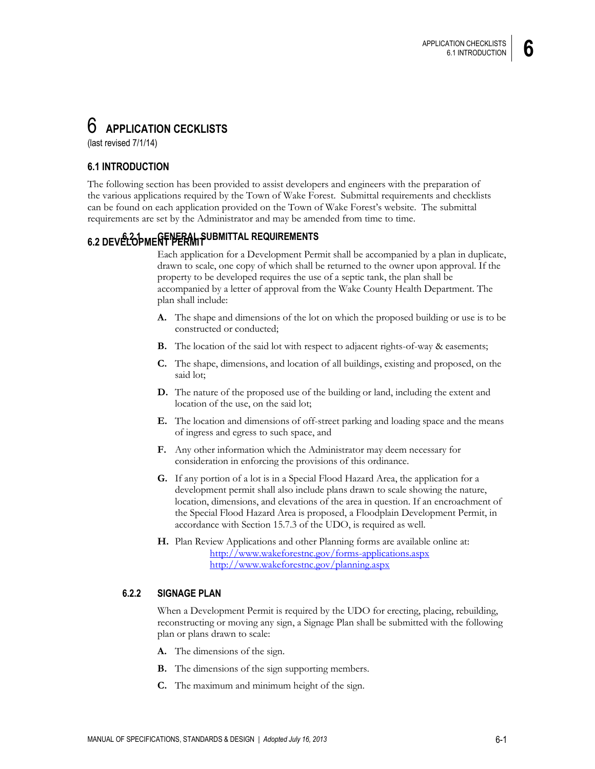# 6 APPLICATION CECKLISTS

(last revised 7/1/14)

## 6.1 INTRODUCTION

The following section has been provided to assist developers and engineers with the preparation of the various applications required by the Town of Wake Forest. Submittal requirements and checklists can be found on each application provided on the Town of Wake Forest's website. The submittal requirements are set by the Administrator and may be amended from time to time.

## 6.2 DEVELOPMENT PERMIT

### 6.2.1 GENERAL SUBMITTAL REQUIREMENTS

Each application for a Development Permit shall be accompanied by a plan in duplicate, drawn to scale, one copy of which shall be returned to the owner upon approval. If the property to be developed requires the use of a septic tank, the plan shall be accompanied by a letter of approval from the Wake County Health Department. The plan shall include:

**A.** The shape and dimensions of the lot on which the proposed building or use is to be constructed or conducted;

**B.** The location of the said lot with respect to adjacent rights-of-way & easements;

**C.** The shape, dimensions, and location of all buildings, existing and proposed, on the said lot;

**D.** The nature of the proposed use of the building or land, including the extent and location of the use, on the said lot;

**E.** The location and dimensions of off-street parking and loading space and the means of ingress and egress to such space, and

**F.** Any other information which the Administrator may deem necessary for consideration in enforcing the provisions of this ordinance.

**G.** If any portion of a lot is in a Special Flood Hazard Area, the application for a development permit shall also include plans drawn to scale showing the nature, location, dimensions, and elevations of the area in question. If an encroachment of the Special Flood Hazard Area is proposed, a Floodplain Development Permit, in accordance with Section 15.7.3 of the UDO, is required as well.

**H.** Plan Review Applications and other Planning forms are available online at:
http://www.wakeforestnc.gov/forms-applications.aspx
http://www.wakeforestnc.gov/planning.aspx

### 6.2.2 SIGNAGE PLAN

When a Development Permit is required by the UDO for erecting, placing, rebuilding, reconstructing or moving any sign, a Signage Plan shall be submitted with the following plan or plans drawn to scale:

**A.** The dimensions of the sign.

**B.** The dimensions of the sign supporting members.

**C.** The maximum and minimum height of the sign.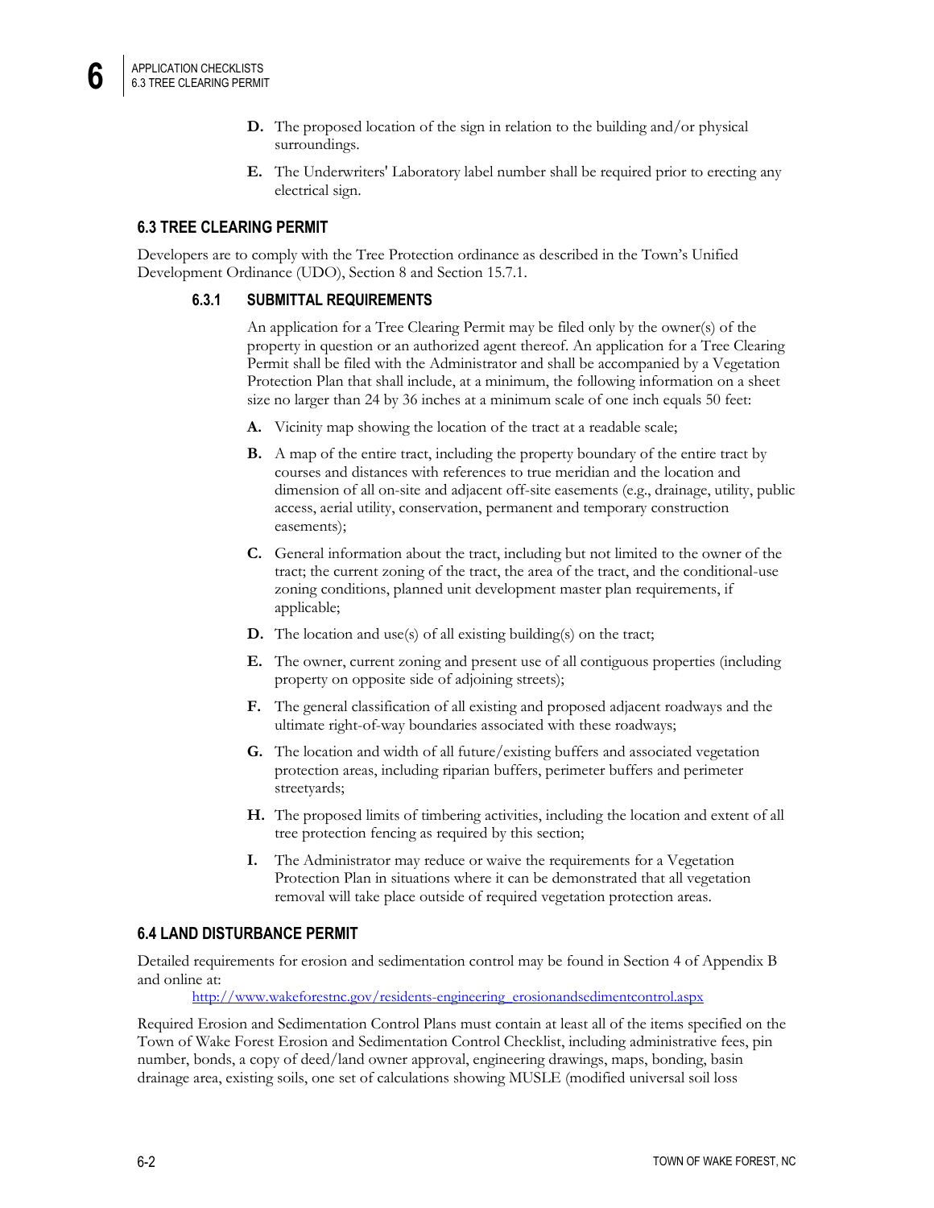**D.** The proposed location of the sign in relation to the building and/or physical surroundings.

**E.** The Underwriters' Laboratory label number shall be required prior to erecting any electrical sign.

## 6.3 TREE CLEARING PERMIT

Developers are to comply with the Tree Protection ordinance as described in the Town's Unified Development Ordinance (UDO), Section 8 and Section 15.7.1.

### 6.3.1 SUBMITTAL REQUIREMENTS

An application for a Tree Clearing Permit may be filed only by the owner(s) of the property in question or an authorized agent thereof. An application for a Tree Clearing Permit shall be filed with the Administrator and shall be accompanied by a Vegetation Protection Plan that shall include, at a minimum, the following information on a sheet size no larger than 24 by 36 inches at a minimum scale of one inch equals 50 feet:

**A.** Vicinity map showing the location of the tract at a readable scale;

**B.** A map of the entire tract, including the property boundary of the entire tract by courses and distances with references to true meridian and the location and dimension of all on-site and adjacent off-site easements (e.g., drainage, utility, public access, aerial utility, conservation, permanent and temporary construction easements);

**C.** General information about the tract, including but not limited to the owner of the tract; the current zoning of the tract, the area of the tract, and the conditional-use zoning conditions, planned unit development master plan requirements, if applicable;

**D.** The location and use(s) of all existing building(s) on the tract;

**E.** The owner, current zoning and present use of all contiguous properties (including property on opposite side of adjoining streets);

**F.** The general classification of all existing and proposed adjacent roadways and the ultimate right-of-way boundaries associated with these roadways;

**G.** The location and width of all future/existing buffers and associated vegetation protection areas, including riparian buffers, perimeter buffers and perimeter streetyards;

**H.** The proposed limits of timbering activities, including the location and extent of all tree protection fencing as required by this section;

**I.** The Administrator may reduce or waive the requirements for a Vegetation Protection Plan in situations where it can be demonstrated that all vegetation removal will take place outside of required vegetation protection areas.

## 6.4 LAND DISTURBANCE PERMIT

Detailed requirements for erosion and sedimentation control may be found in Section 4 of Appendix B and online at:

http://www.wakeforestnc.gov/residents-engineering_erosionandsedimentcontrol.aspx

Required Erosion and Sedimentation Control Plans must contain at least all of the items specified on the Town of Wake Forest Erosion and Sedimentation Control Checklist, including administrative fees, pin number, bonds, a copy of deed/land owner approval, engineering drawings, maps, bonding, basin drainage area, existing soils, one set of calculations showing MUSLE (modified universal soil loss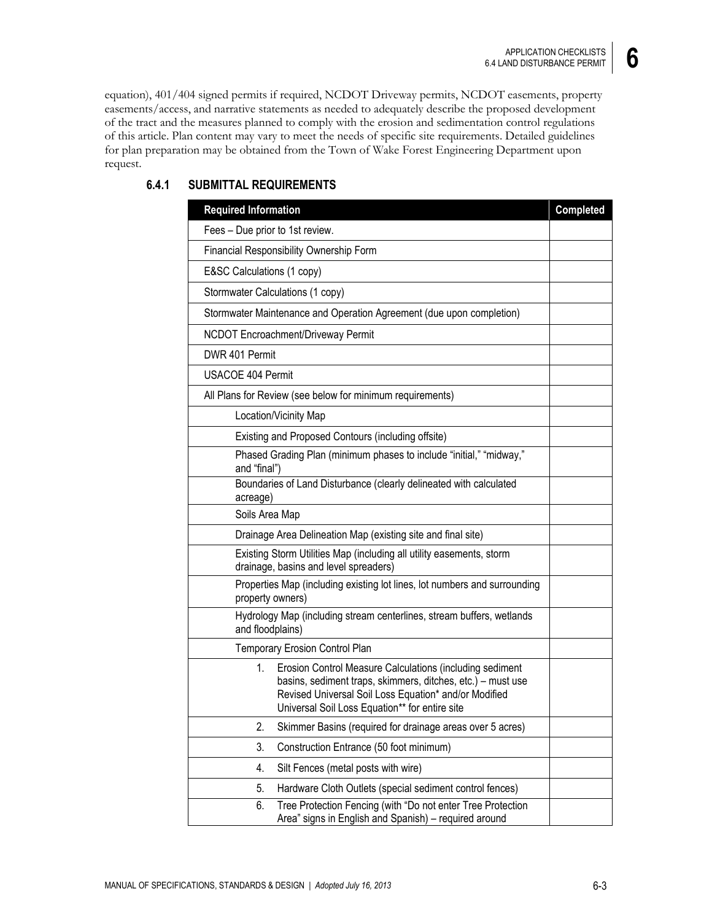equation), 401/404 signed permits if required, NCDOT Driveway permits, NCDOT easements, property easements/access, and narrative statements as needed to adequately describe the proposed development of the tract and the measures planned to comply with the erosion and sedimentation control regulations of this article. Plan content may vary to meet the needs of specific site requirements. Detailed guidelines for plan preparation may be obtained from the Town of Wake Forest Engineering Department upon request.

### 6.4.1 SUBMITTAL REQUIREMENTS

| Required Information | Completed |
|---|---|
| Fees – Due prior to 1st review. | |
| Financial Responsibility Ownership Form | |
| E&SC Calculations (1 copy) | |
| Stormwater Calculations (1 copy) | |
| Stormwater Maintenance and Operation Agreement (due upon completion) | |
| NCDOT Encroachment/Driveway Permit | |
| DWR 401 Permit | |
| USACOE 404 Permit | |
| All Plans for Review (see below for minimum requirements) | |
| Location/Vicinity Map | |
| Existing and Proposed Contours (including offsite) | |
| Phased Grading Plan (minimum phases to include "initial," "midway," and "final") | |
| Boundaries of Land Disturbance (clearly delineated with calculated acreage) | |
| Soils Area Map | |
| Drainage Area Delineation Map (existing site and final site) | |
| Existing Storm Utilities Map (including all utility easements, storm drainage, basins and level spreaders) | |
| Properties Map (including existing lot lines, lot numbers and surrounding property owners) | |
| Hydrology Map (including stream centerlines, stream buffers, wetlands and floodplains) | |
| Temporary Erosion Control Plan | |
| 1. Erosion Control Measure Calculations (including sediment basins, sediment traps, skimmers, ditches, etc.) – must use Revised Universal Soil Loss Equation* and/or Modified Universal Soil Loss Equation** for entire site | |
| 2. Skimmer Basins (required for drainage areas over 5 acres) | |
| 3. Construction Entrance (50 foot minimum) | |
| 4. Silt Fences (metal posts with wire) | |
| 5. Hardware Cloth Outlets (special sediment control fences) | |
| 6. Tree Protection Fencing (with "Do not enter Tree Protection Area" signs in English and Spanish) – required around | |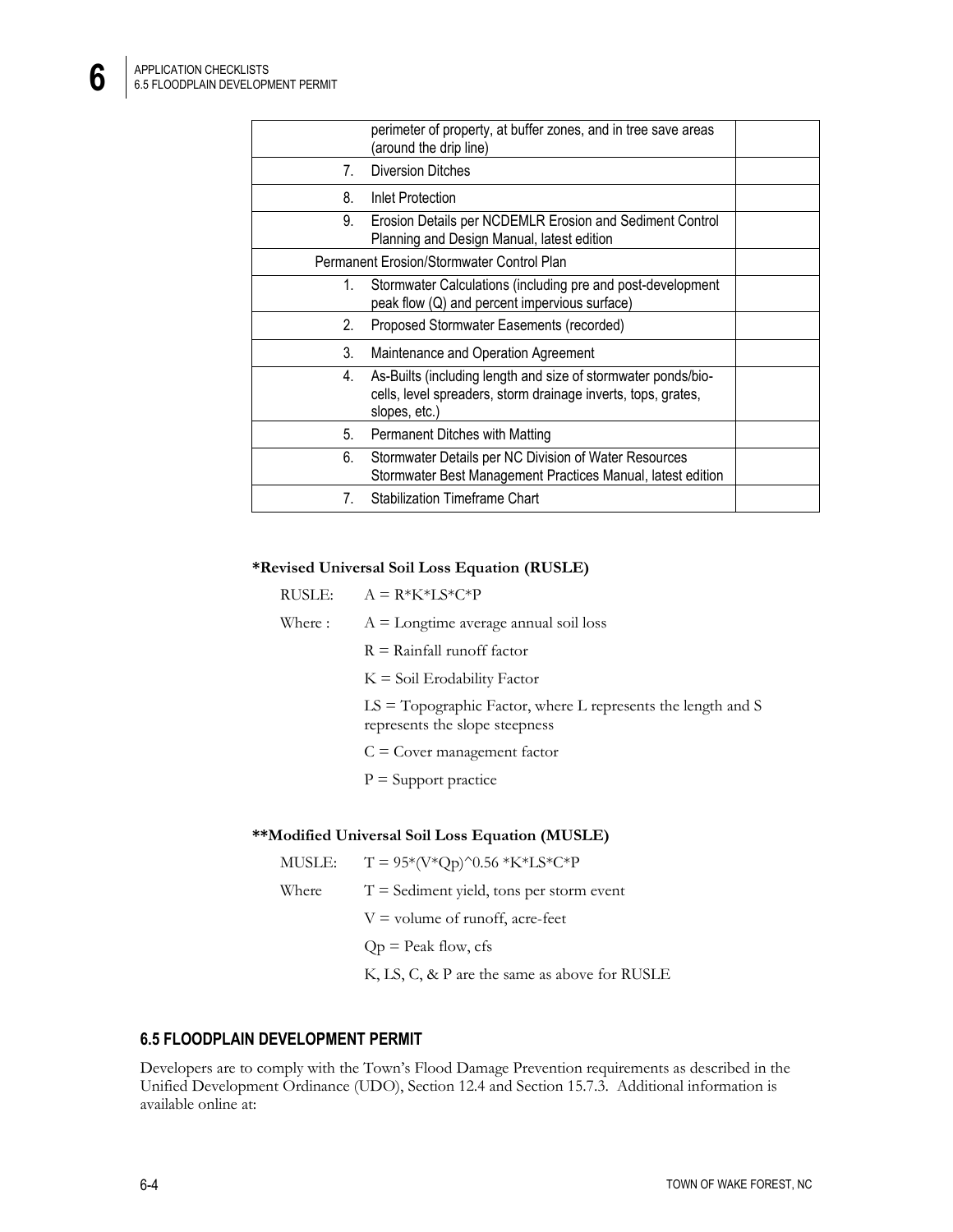| Item | |
|---|---|
| perimeter of property, at buffer zones, and in tree save areas (around the drip line) | |
| 7. Diversion Ditches | |
| 8. Inlet Protection | |
| 9. Erosion Details per NCDEMLR Erosion and Sediment Control Planning and Design Manual, latest edition | |
| Permanent Erosion/Stormwater Control Plan | |
| 1. Stormwater Calculations (including pre and post-development peak flow (Q) and percent impervious surface) | |
| 2. Proposed Stormwater Easements (recorded) | |
| 3. Maintenance and Operation Agreement | |
| 4. As-Builts (including length and size of stormwater ponds/bio-cells, level spreaders, storm drainage inverts, tops, grates, slopes, etc.) | |
| 5. Permanent Ditches with Matting | |
| 6. Stormwater Details per NC Division of Water Resources Stormwater Best Management Practices Manual, latest edition | |
| 7. Stabilization Timeframe Chart | |

**\*Revised Universal Soil Loss Equation (RUSLE)**

RUSLE: $A = R*K*LS*C*P$

Where :
- A = Longtime average annual soil loss
- R = Rainfall runoff factor
- K = Soil Erodability Factor
- LS = Topographic Factor, where L represents the length and S represents the slope steepness
- C = Cover management factor
- P = Support practice

**\*\*Modified Universal Soil Loss Equation (MUSLE)**

MUSLE: $T = 95*(V*Qp)^{0.56} *K*LS*C*P$

Where
- T = Sediment yield, tons per storm event
- V = volume of runoff, acre-feet
- Qp = Peak flow, cfs
- K, LS, C, & P are the same as above for RUSLE

## 6.5 FLOODPLAIN DEVELOPMENT PERMIT

Developers are to comply with the Town's Flood Damage Prevention requirements as described in the Unified Development Ordinance (UDO), Section 12.4 and Section 15.7.3. Additional information is available online at: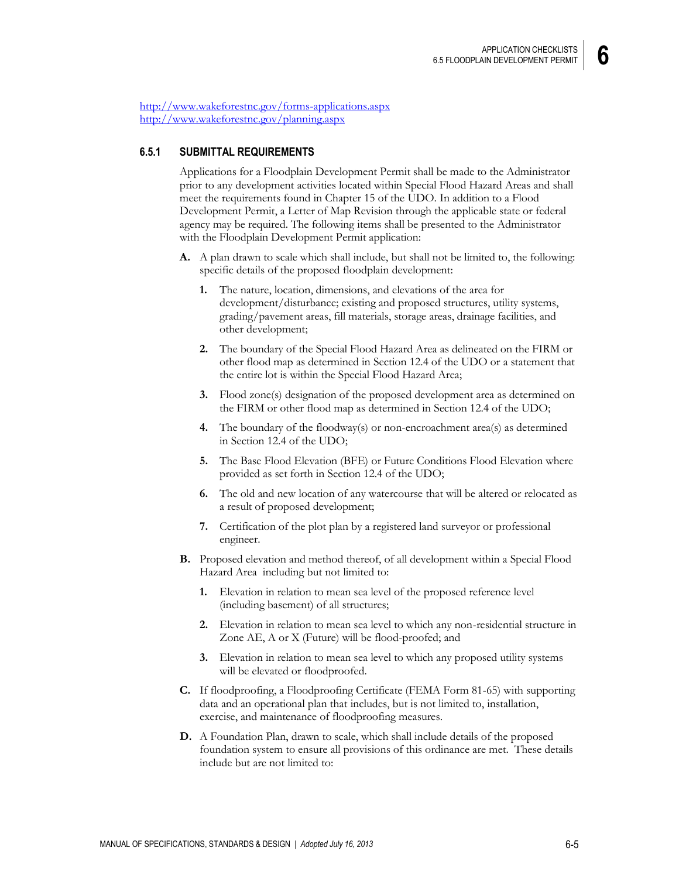http://www.wakeforestnc.gov/forms-applications.aspx
http://www.wakeforestnc.gov/planning.aspx

### 6.5.1 SUBMITTAL REQUIREMENTS

Applications for a Floodplain Development Permit shall be made to the Administrator prior to any development activities located within Special Flood Hazard Areas and shall meet the requirements found in Chapter 15 of the UDO. In addition to a Flood Development Permit, a Letter of Map Revision through the applicable state or federal agency may be required. The following items shall be presented to the Administrator with the Floodplain Development Permit application:

**A.** A plan drawn to scale which shall include, but shall not be limited to, the following: specific details of the proposed floodplain development:

  **1.** The nature, location, dimensions, and elevations of the area for development/disturbance; existing and proposed structures, utility systems, grading/pavement areas, fill materials, storage areas, drainage facilities, and other development;

  **2.** The boundary of the Special Flood Hazard Area as delineated on the FIRM or other flood map as determined in Section 12.4 of the UDO or a statement that the entire lot is within the Special Flood Hazard Area;

  **3.** Flood zone(s) designation of the proposed development area as determined on the FIRM or other flood map as determined in Section 12.4 of the UDO;

  **4.** The boundary of the floodway(s) or non-encroachment area(s) as determined in Section 12.4 of the UDO;

  **5.** The Base Flood Elevation (BFE) or Future Conditions Flood Elevation where provided as set forth in Section 12.4 of the UDO;

  **6.** The old and new location of any watercourse that will be altered or relocated as a result of proposed development;

  **7.** Certification of the plot plan by a registered land surveyor or professional engineer.

**B.** Proposed elevation and method thereof, of all development within a Special Flood Hazard Area including but not limited to:

  **1.** Elevation in relation to mean sea level of the proposed reference level (including basement) of all structures;

  **2.** Elevation in relation to mean sea level to which any non-residential structure in Zone AE, A or X (Future) will be flood-proofed; and

  **3.** Elevation in relation to mean sea level to which any proposed utility systems will be elevated or floodproofed.

**C.** If floodproofing, a Floodproofing Certificate (FEMA Form 81-65) with supporting data and an operational plan that includes, but is not limited to, installation, exercise, and maintenance of floodproofing measures.

**D.** A Foundation Plan, drawn to scale, which shall include details of the proposed foundation system to ensure all provisions of this ordinance are met. These details include but are not limited to: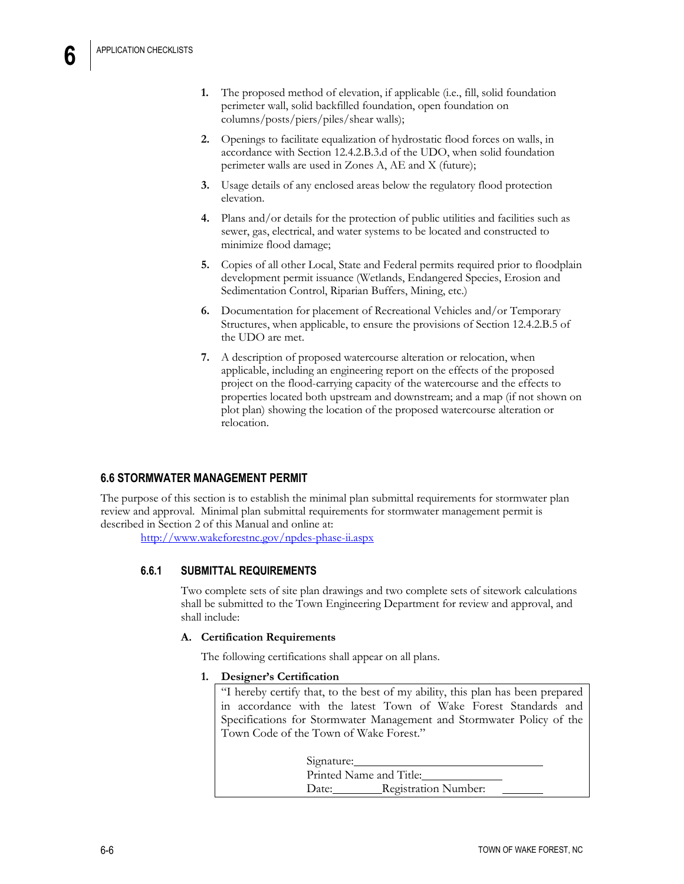1. The proposed method of elevation, if applicable (i.e., fill, solid foundation perimeter wall, solid backfilled foundation, open foundation on columns/posts/piers/piles/shear walls);

2. Openings to facilitate equalization of hydrostatic flood forces on walls, in accordance with Section 12.4.2.B.3.d of the UDO, when solid foundation perimeter walls are used in Zones A, AE and X (future);

3. Usage details of any enclosed areas below the regulatory flood protection elevation.

4. Plans and/or details for the protection of public utilities and facilities such as sewer, gas, electrical, and water systems to be located and constructed to minimize flood damage;

5. Copies of all other Local, State and Federal permits required prior to floodplain development permit issuance (Wetlands, Endangered Species, Erosion and Sedimentation Control, Riparian Buffers, Mining, etc.)

6. Documentation for placement of Recreational Vehicles and/or Temporary Structures, when applicable, to ensure the provisions of Section 12.4.2.B.5 of the UDO are met.

7. A description of proposed watercourse alteration or relocation, when applicable, including an engineering report on the effects of the proposed project on the flood-carrying capacity of the watercourse and the effects to properties located both upstream and downstream; and a map (if not shown on plot plan) showing the location of the proposed watercourse alteration or relocation.

## 6.6 STORMWATER MANAGEMENT PERMIT

The purpose of this section is to establish the minimal plan submittal requirements for stormwater plan review and approval. Minimal plan submittal requirements for stormwater management permit is described in Section 2 of this Manual and online at:

http://www.wakeforestnc.gov/npdes-phase-ii.aspx

### 6.6.1 SUBMITTAL REQUIREMENTS

Two complete sets of site plan drawings and two complete sets of sitework calculations shall be submitted to the Town Engineering Department for review and approval, and shall include:

**A. Certification Requirements**

The following certifications shall appear on all plans.

**1. Designer's Certification**

"I hereby certify that, to the best of my ability, this plan has been prepared in accordance with the latest Town of Wake Forest Standards and Specifications for Stormwater Management and Stormwater Policy of the Town Code of the Town of Wake Forest."

Signature:\_\_\_\_\_\_\_\_\_\_\_\_\_\_\_\_\_\_\_\_\_\_\_\_\_\_\_\_\_\_

Printed Name and Title:\_\_\_\_\_\_\_\_\_\_\_\_\_\_

Date:\_\_\_\_\_\_\_\_Registration Number: \_\_\_\_\_\_\_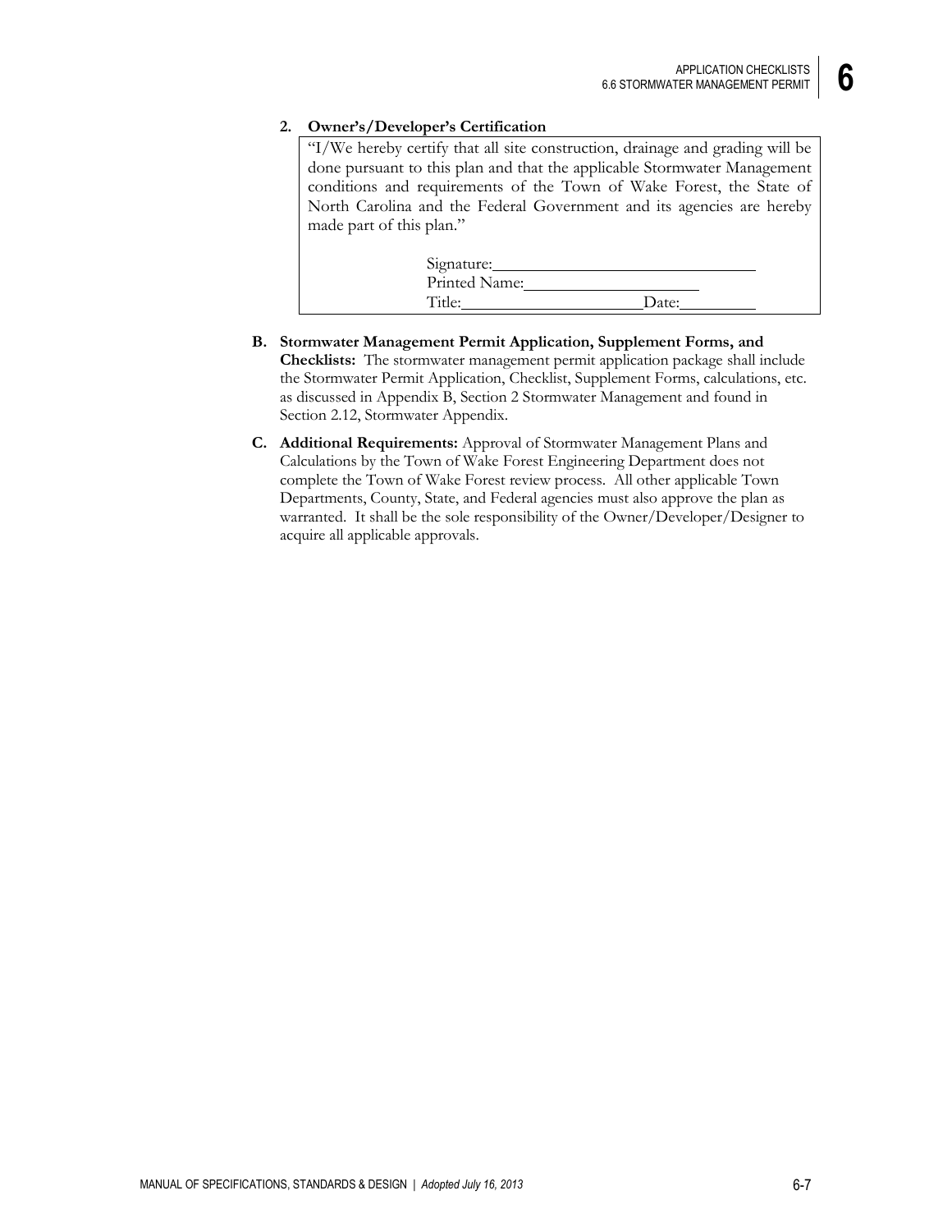**2. Owner's/Developer's Certification**

> "I/We hereby certify that all site construction, drainage and grading will be done pursuant to this plan and that the applicable Stormwater Management conditions and requirements of the Town of Wake Forest, the State of North Carolina and the Federal Government and its agencies are hereby made part of this plan."
>
> Signature:______________________________
> Printed Name:____________________
> Title:_____________________Date:_________

**B. Stormwater Management Permit Application, Supplement Forms, and Checklists:** The stormwater management permit application package shall include the Stormwater Permit Application, Checklist, Supplement Forms, calculations, etc. as discussed in Appendix B, Section 2 Stormwater Management and found in Section 2.12, Stormwater Appendix.

**C. Additional Requirements:** Approval of Stormwater Management Plans and Calculations by the Town of Wake Forest Engineering Department does not complete the Town of Wake Forest review process. All other applicable Town Departments, County, State, and Federal agencies must also approve the plan as warranted. It shall be the sole responsibility of the Owner/Developer/Designer to acquire all applicable approvals.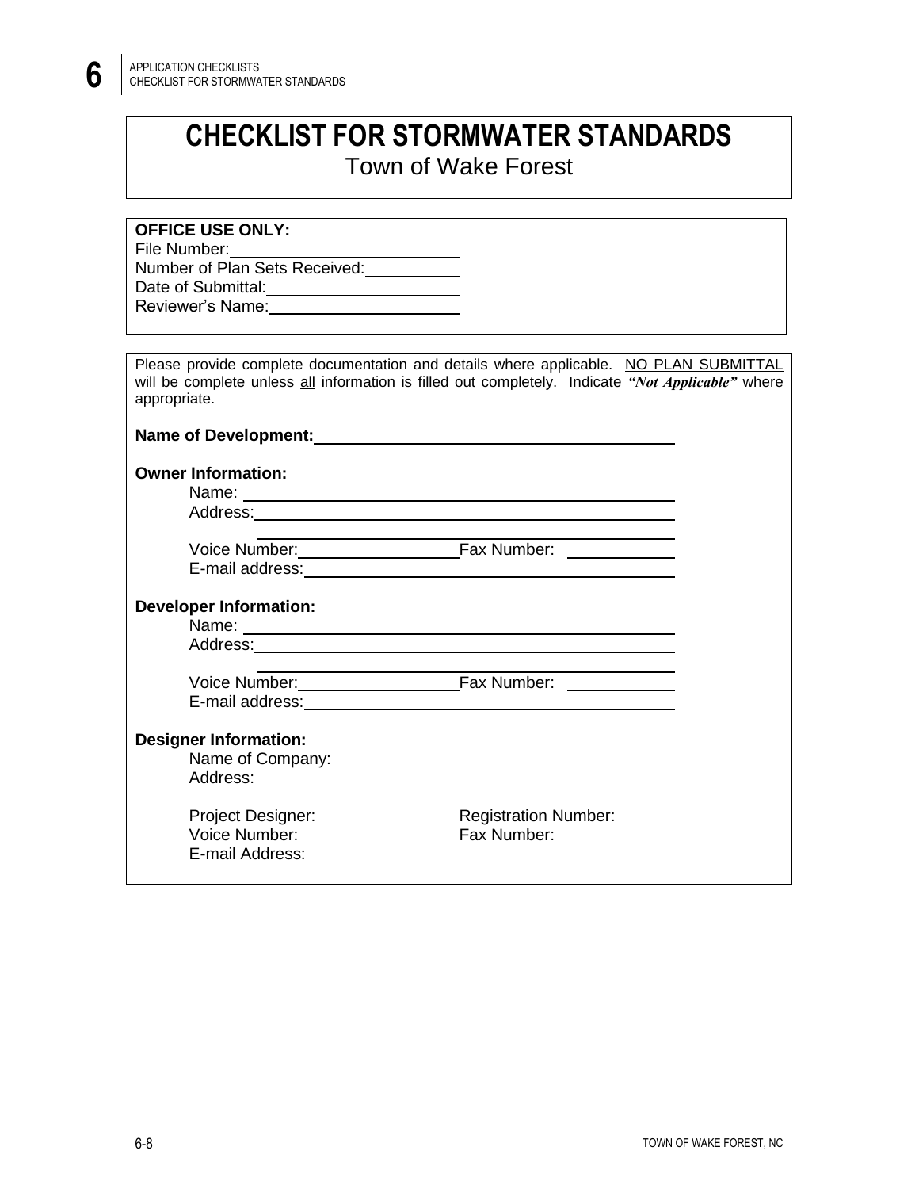# CHECKLIST FOR STORMWATER STANDARDS

Town of Wake Forest

**OFFICE USE ONLY:**

File Number: \_\_\_\_\_\_\_\_\_\_\_\_\_\_\_\_\_\_\_\_

Number of Plan Sets Received: \_\_\_\_\_\_\_\_\_\_

Date of Submittal: \_\_\_\_\_\_\_\_\_\_\_\_\_\_\_\_\_\_\_\_

Reviewer's Name: \_\_\_\_\_\_\_\_\_\_\_\_\_\_\_\_\_\_\_\_

Please provide complete documentation and details where applicable. <u>NO PLAN SUBMITTAL</u> will be complete unless <u>all</u> information is filled out completely. Indicate ***"Not Applicable"*** where appropriate.

**Name of Development:** \_\_\_\_\_\_\_\_\_\_\_\_\_\_\_\_\_\_\_\_\_\_\_\_\_\_\_\_\_\_\_\_\_\_\_\_\_\_\_\_

**Owner Information:**

Name: \_\_\_\_\_\_\_\_\_\_\_\_\_\_\_\_\_\_\_\_\_\_\_\_\_\_\_\_\_\_\_\_\_\_\_\_\_\_\_\_

Address: \_\_\_\_\_\_\_\_\_\_\_\_\_\_\_\_\_\_\_\_\_\_\_\_\_\_\_\_\_\_\_\_\_\_\_\_\_\_\_\_

\_\_\_\_\_\_\_\_\_\_\_\_\_\_\_\_\_\_\_\_\_\_\_\_\_\_\_\_\_\_\_\_\_\_\_\_\_\_\_\_

Voice Number: \_\_\_\_\_\_\_\_\_\_\_\_\_\_\_\_ Fax Number: \_\_\_\_\_\_\_\_\_\_\_\_

E-mail address: \_\_\_\_\_\_\_\_\_\_\_\_\_\_\_\_\_\_\_\_\_\_\_\_\_\_\_\_\_\_\_\_\_\_\_\_\_\_\_\_

**Developer Information:**

Name: \_\_\_\_\_\_\_\_\_\_\_\_\_\_\_\_\_\_\_\_\_\_\_\_\_\_\_\_\_\_\_\_\_\_\_\_\_\_\_\_

Address: \_\_\_\_\_\_\_\_\_\_\_\_\_\_\_\_\_\_\_\_\_\_\_\_\_\_\_\_\_\_\_\_\_\_\_\_\_\_\_\_

\_\_\_\_\_\_\_\_\_\_\_\_\_\_\_\_\_\_\_\_\_\_\_\_\_\_\_\_\_\_\_\_\_\_\_\_\_\_\_\_

Voice Number: \_\_\_\_\_\_\_\_\_\_\_\_\_\_\_\_ Fax Number: \_\_\_\_\_\_\_\_\_\_\_\_

E-mail address: \_\_\_\_\_\_\_\_\_\_\_\_\_\_\_\_\_\_\_\_\_\_\_\_\_\_\_\_\_\_\_\_\_\_\_\_\_\_\_\_

**Designer Information:**

Name of Company: \_\_\_\_\_\_\_\_\_\_\_\_\_\_\_\_\_\_\_\_\_\_\_\_\_\_\_\_\_\_\_\_\_\_\_\_

Address: \_\_\_\_\_\_\_\_\_\_\_\_\_\_\_\_\_\_\_\_\_\_\_\_\_\_\_\_\_\_\_\_\_\_\_\_\_\_\_\_

\_\_\_\_\_\_\_\_\_\_\_\_\_\_\_\_\_\_\_\_\_\_\_\_\_\_\_\_\_\_\_\_\_\_\_\_\_\_\_\_

Project Designer: \_\_\_\_\_\_\_\_\_\_\_\_\_\_\_\_ Registration Number: \_\_\_\_\_\_\_

Voice Number: \_\_\_\_\_\_\_\_\_\_\_\_\_\_\_\_ Fax Number: \_\_\_\_\_\_\_\_\_\_\_\_

E-mail Address: \_\_\_\_\_\_\_\_\_\_\_\_\_\_\_\_\_\_\_\_\_\_\_\_\_\_\_\_\_\_\_\_\_\_\_\_\_\_\_\_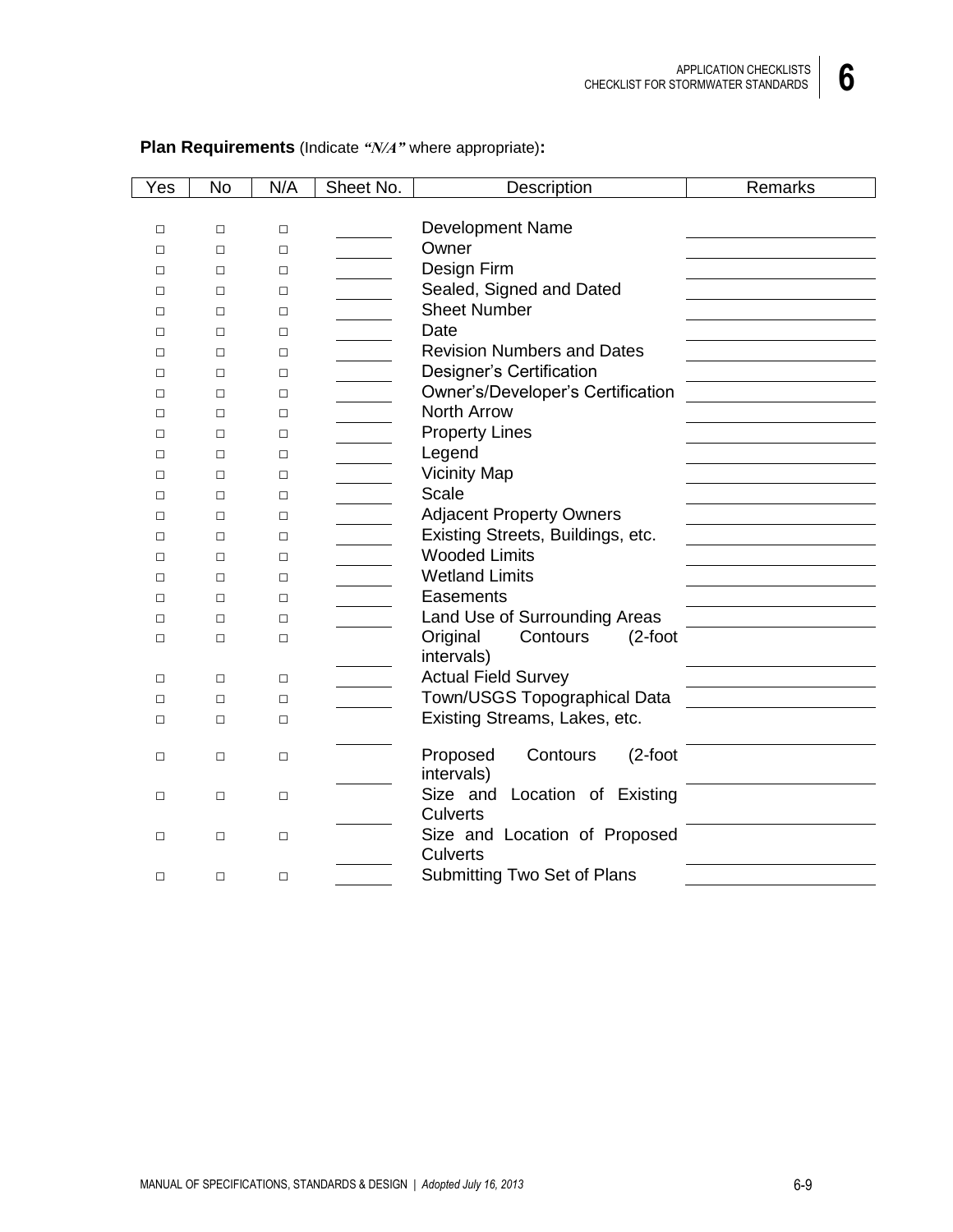**Plan Requirements** (Indicate ***"N/A"*** where appropriate)**:**

| Yes | No | N/A | Sheet No. | Description | Remarks |
|---|---|---|---|---|---|
| □ | □ | □ | | Development Name | |
| □ | □ | □ | | Owner | |
| □ | □ | □ | | Design Firm | |
| □ | □ | □ | | Sealed, Signed and Dated | |
| □ | □ | □ | | Sheet Number | |
| □ | □ | □ | | Date | |
| □ | □ | □ | | Revision Numbers and Dates | |
| □ | □ | □ | | Designer's Certification | |
| □ | □ | □ | | Owner's/Developer's Certification | |
| □ | □ | □ | | North Arrow | |
| □ | □ | □ | | Property Lines | |
| □ | □ | □ | | Legend | |
| □ | □ | □ | | Vicinity Map | |
| □ | □ | □ | | Scale | |
| □ | □ | □ | | Adjacent Property Owners | |
| □ | □ | □ | | Existing Streets, Buildings, etc. | |
| □ | □ | □ | | Wooded Limits | |
| □ | □ | □ | | Wetland Limits | |
| □ | □ | □ | | Easements | |
| □ | □ | □ | | Land Use of Surrounding Areas | |
| □ | □ | □ | | Original Contours (2-foot intervals) | |
| □ | □ | □ | | Actual Field Survey | |
| □ | □ | □ | | Town/USGS Topographical Data | |
| □ | □ | □ | | Existing Streams, Lakes, etc. | |
| □ | □ | □ | | Proposed Contours (2-foot intervals) | |
| □ | □ | □ | | Size and Location of Existing Culverts | |
| □ | □ | □ | | Size and Location of Proposed Culverts | |
| □ | □ | □ | | Submitting Two Set of Plans | |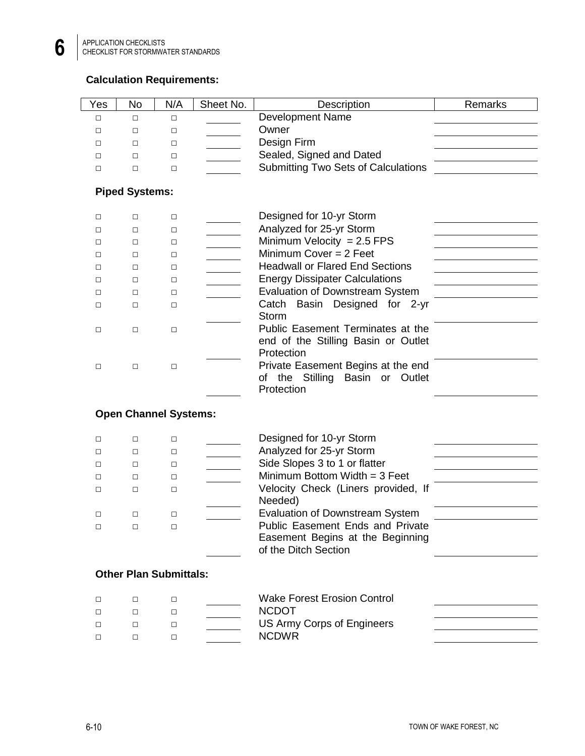### Calculation Requirements:

| Yes | No | N/A | Sheet No. | Description | Remarks |
|---|---|---|---|---|---|
| □ | □ | □ | | Development Name | |
| □ | □ | □ | | Owner | |
| □ | □ | □ | | Design Firm | |
| □ | □ | □ | | Sealed, Signed and Dated | |
| □ | □ | □ | | Submitting Two Sets of Calculations | |
| **Piped Systems:** | | | | | |
| □ | □ | □ | | Designed for 10-yr Storm | |
| □ | □ | □ | | Analyzed for 25-yr Storm | |
| □ | □ | □ | | Minimum Velocity = 2.5 FPS | |
| □ | □ | □ | | Minimum Cover = 2 Feet | |
| □ | □ | □ | | Headwall or Flared End Sections | |
| □ | □ | □ | | Energy Dissipater Calculations | |
| □ | □ | □ | | Evaluation of Downstream System | |
| □ | □ | □ | | Catch Basin Designed for 2-yr Storm | |
| □ | □ | □ | | Public Easement Terminates at the end of the Stilling Basin or Outlet Protection | |
| □ | □ | □ | | Private Easement Begins at the end of the Stilling Basin or Outlet Protection | |
| **Open Channel Systems:** | | | | | |
| □ | □ | □ | | Designed for 10-yr Storm | |
| □ | □ | □ | | Analyzed for 25-yr Storm | |
| □ | □ | □ | | Side Slopes 3 to 1 or flatter | |
| □ | □ | □ | | Minimum Bottom Width = 3 Feet | |
| □ | □ | □ | | Velocity Check (Liners provided, If Needed) | |
| □ | □ | □ | | Evaluation of Downstream System | |
| □ | □ | □ | | Public Easement Ends and Private Easement Begins at the Beginning of the Ditch Section | |
| **Other Plan Submittals:** | | | | | |
| □ | □ | □ | | Wake Forest Erosion Control | |
| □ | □ | □ | | NCDOT | |
| □ | □ | □ | | US Army Corps of Engineers | |
| □ | □ | □ | | NCDWR | |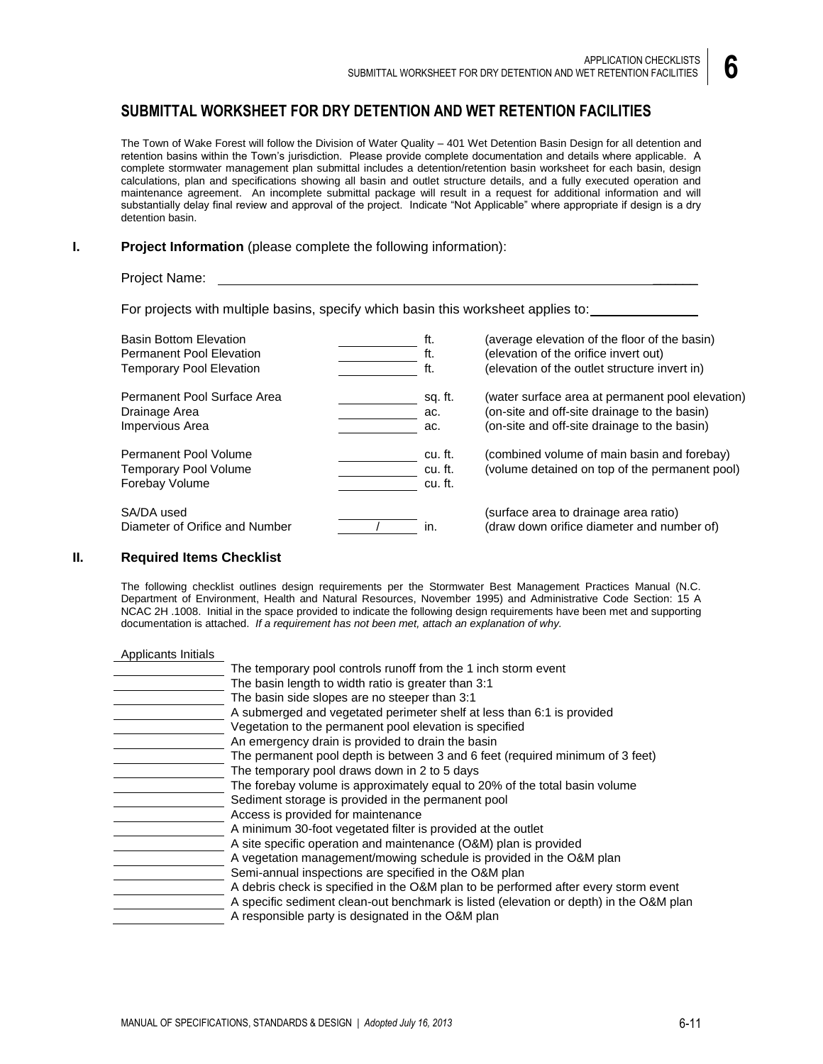## SUBMITTAL WORKSHEET FOR DRY DETENTION AND WET RETENTION FACILITIES

The Town of Wake Forest will follow the Division of Water Quality – 401 Wet Detention Basin Design for all detention and retention basins within the Town's jurisdiction. Please provide complete documentation and details where applicable. A complete stormwater management plan submittal includes a detention/retention basin worksheet for each basin, design calculations, plan and specifications showing all basin and outlet structure details, and a fully executed operation and maintenance agreement. An incomplete submittal package will result in a request for additional information and will substantially delay final review and approval of the project. Indicate "Not Applicable" where appropriate if design is a dry detention basin.

### I. Project Information (please complete the following information):

Project Name: ______________________________________________

For projects with multiple basins, specify which basin this worksheet applies to: ______________

| Item | Value | Unit | Description |
|---|---|---|---|
| Basin Bottom Elevation | ________ | ft. | (average elevation of the floor of the basin) |
| Permanent Pool Elevation | ________ | ft. | (elevation of the orifice invert out) |
| Temporary Pool Elevation | ________ | ft. | (elevation of the outlet structure invert in) |
| Permanent Pool Surface Area | ________ | sq. ft. | (water surface area at permanent pool elevation) |
| Drainage Area | ________ | ac. | (on-site and off-site drainage to the basin) |
| Impervious Area | ________ | ac. | (on-site and off-site drainage to the basin) |
| Permanent Pool Volume | ________ | cu. ft. | (combined volume of main basin and forebay) |
| Temporary Pool Volume | ________ | cu. ft. | (volume detained on top of the permanent pool) |
| Forebay Volume | ________ | cu. ft. | |
| SA/DA used | ________ | | (surface area to drainage area ratio) |
| Diameter of Orifice and Number | ____ / ____ | in. | (draw down orifice diameter and number of) |

### II. Required Items Checklist

The following checklist outlines design requirements per the Stormwater Best Management Practices Manual (N.C. Department of Environment, Health and Natural Resources, November 1995) and Administrative Code Section: 15 A NCAC 2H .1008. Initial in the space provided to indicate the following design requirements have been met and supporting documentation is attached. *If a requirement has not been met, attach an explanation of why.*

| Applicants Initials | Requirement |
|---|---|
| ________ | The temporary pool controls runoff from the 1 inch storm event |
| ________ | The basin length to width ratio is greater than 3:1 |
| ________ | The basin side slopes are no steeper than 3:1 |
| ________ | A submerged and vegetated perimeter shelf at less than 6:1 is provided |
| ________ | Vegetation to the permanent pool elevation is specified |
| ________ | An emergency drain is provided to drain the basin |
| ________ | The permanent pool depth is between 3 and 6 feet (required minimum of 3 feet) |
| ________ | The temporary pool draws down in 2 to 5 days |
| ________ | The forebay volume is approximately equal to 20% of the total basin volume |
| ________ | Sediment storage is provided in the permanent pool |
| ________ | Access is provided for maintenance |
| ________ | A minimum 30-foot vegetated filter is provided at the outlet |
| ________ | A site specific operation and maintenance (O&M) plan is provided |
| ________ | A vegetation management/mowing schedule is provided in the O&M plan |
| ________ | Semi-annual inspections are specified in the O&M plan |
| ________ | A debris check is specified in the O&M plan to be performed after every storm event |
| ________ | A specific sediment clean-out benchmark is listed (elevation or depth) in the O&M plan |
| ________ | A responsible party is designated in the O&M plan |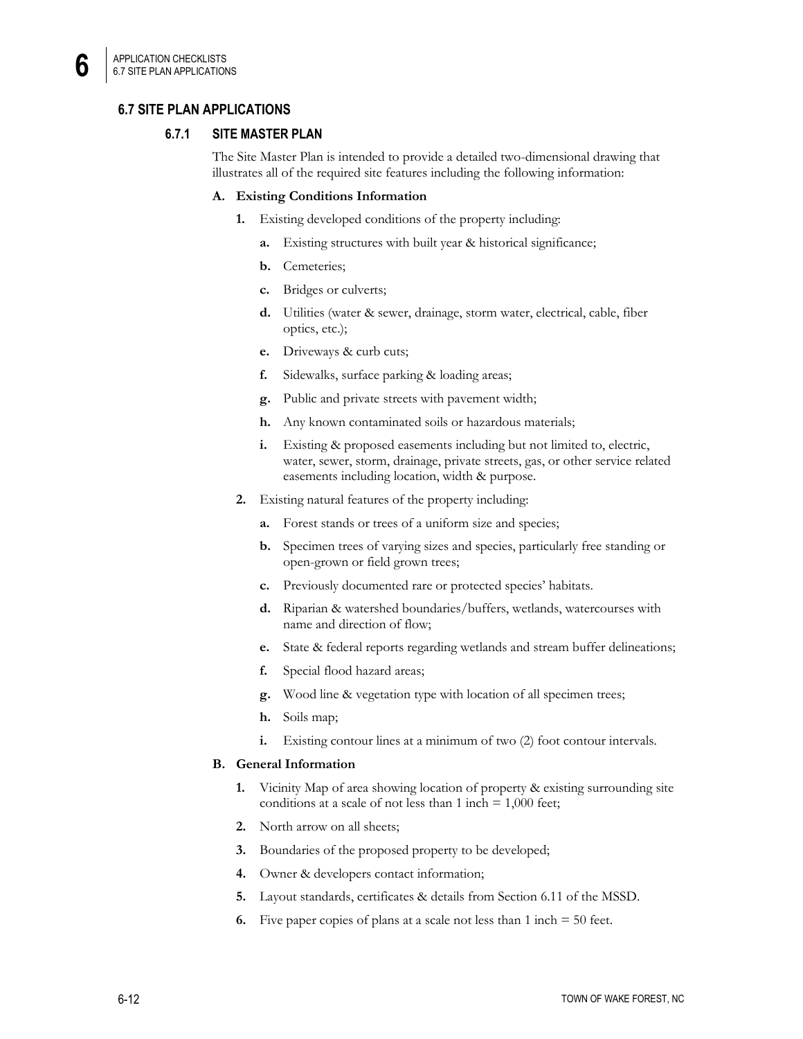## 6.7 SITE PLAN APPLICATIONS

### 6.7.1 SITE MASTER PLAN

The Site Master Plan is intended to provide a detailed two-dimensional drawing that illustrates all of the required site features including the following information:

**A. Existing Conditions Information**

1. Existing developed conditions of the property including:
   a. Existing structures with built year & historical significance;
   b. Cemeteries;
   c. Bridges or culverts;
   d. Utilities (water & sewer, drainage, storm water, electrical, cable, fiber optics, etc.);
   e. Driveways & curb cuts;
   f. Sidewalks, surface parking & loading areas;
   g. Public and private streets with pavement width;
   h. Any known contaminated soils or hazardous materials;
   i. Existing & proposed easements including but not limited to, electric, water, sewer, storm, drainage, private streets, gas, or other service related easements including location, width & purpose.
2. Existing natural features of the property including:
   a. Forest stands or trees of a uniform size and species;
   b. Specimen trees of varying sizes and species, particularly free standing or open-grown or field grown trees;
   c. Previously documented rare or protected species' habitats.
   d. Riparian & watershed boundaries/buffers, wetlands, watercourses with name and direction of flow;
   e. State & federal reports regarding wetlands and stream buffer delineations;
   f. Special flood hazard areas;
   g. Wood line & vegetation type with location of all specimen trees;
   h. Soils map;
   i. Existing contour lines at a minimum of two (2) foot contour intervals.

**B. General Information**

1. Vicinity Map of area showing location of property & existing surrounding site conditions at a scale of not less than 1 inch = 1,000 feet;
2. North arrow on all sheets;
3. Boundaries of the proposed property to be developed;
4. Owner & developers contact information;
5. Layout standards, certificates & details from Section 6.11 of the MSSD.
6. Five paper copies of plans at a scale not less than 1 inch = 50 feet.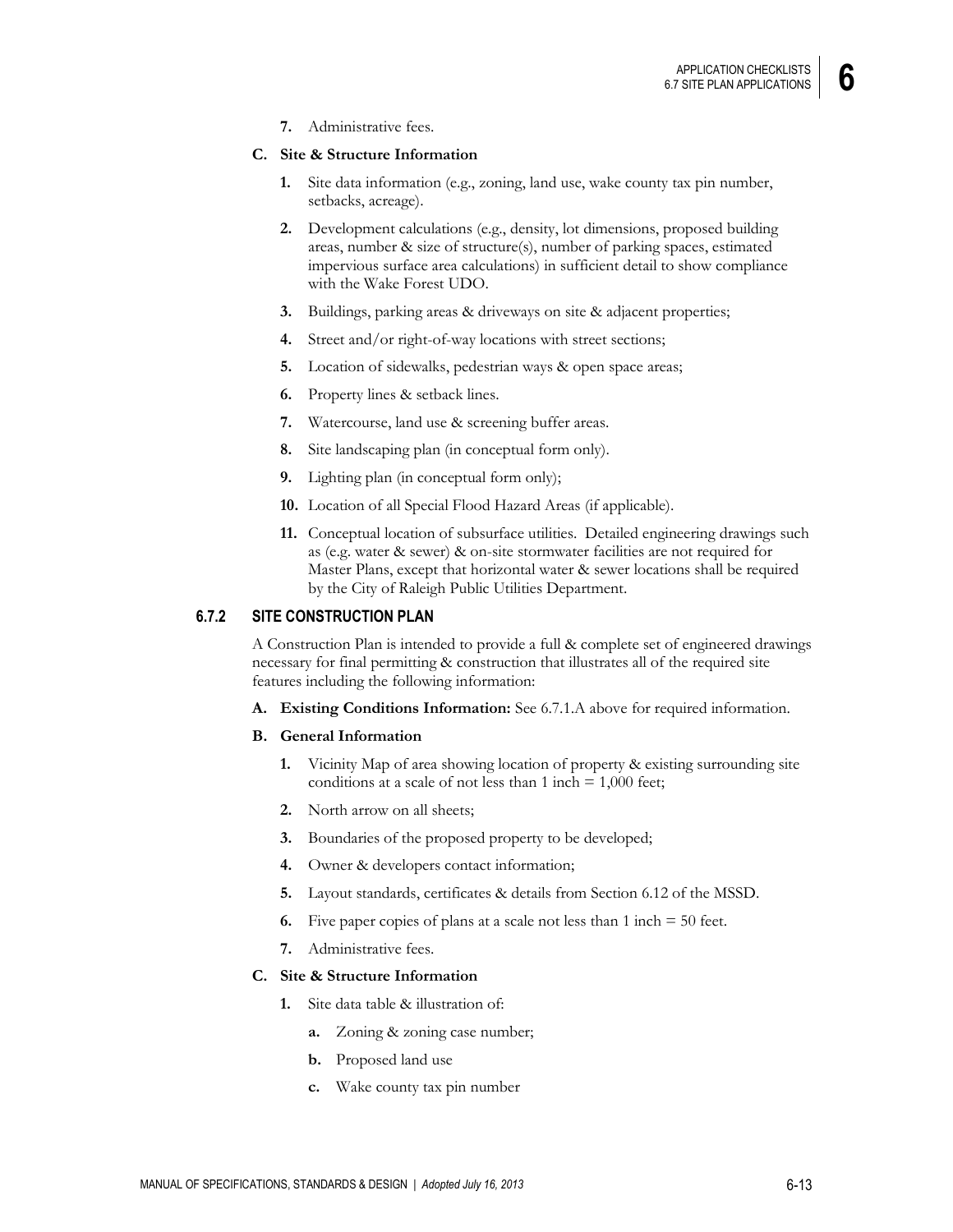7. Administrative fees.

**C. Site & Structure Information**

1. Site data information (e.g., zoning, land use, wake county tax pin number, setbacks, acreage).
2. Development calculations (e.g., density, lot dimensions, proposed building areas, number & size of structure(s), number of parking spaces, estimated impervious surface area calculations) in sufficient detail to show compliance with the Wake Forest UDO.
3. Buildings, parking areas & driveways on site & adjacent properties;
4. Street and/or right-of-way locations with street sections;
5. Location of sidewalks, pedestrian ways & open space areas;
6. Property lines & setback lines.
7. Watercourse, land use & screening buffer areas.
8. Site landscaping plan (in conceptual form only).
9. Lighting plan (in conceptual form only);
10. Location of all Special Flood Hazard Areas (if applicable).
11. Conceptual location of subsurface utilities. Detailed engineering drawings such as (e.g. water & sewer) & on-site stormwater facilities are not required for Master Plans, except that horizontal water & sewer locations shall be required by the City of Raleigh Public Utilities Department.

### 6.7.2 SITE CONSTRUCTION PLAN

A Construction Plan is intended to provide a full & complete set of engineered drawings necessary for final permitting & construction that illustrates all of the required site features including the following information:

**A. Existing Conditions Information:** See 6.7.1.A above for required information.

**B. General Information**

1. Vicinity Map of area showing location of property & existing surrounding site conditions at a scale of not less than 1 inch = 1,000 feet;
2. North arrow on all sheets;
3. Boundaries of the proposed property to be developed;
4. Owner & developers contact information;
5. Layout standards, certificates & details from Section 6.12 of the MSSD.
6. Five paper copies of plans at a scale not less than 1 inch = 50 feet.
7. Administrative fees.

**C. Site & Structure Information**

1. Site data table & illustration of:
   a. Zoning & zoning case number;
   b. Proposed land use
   c. Wake county tax pin number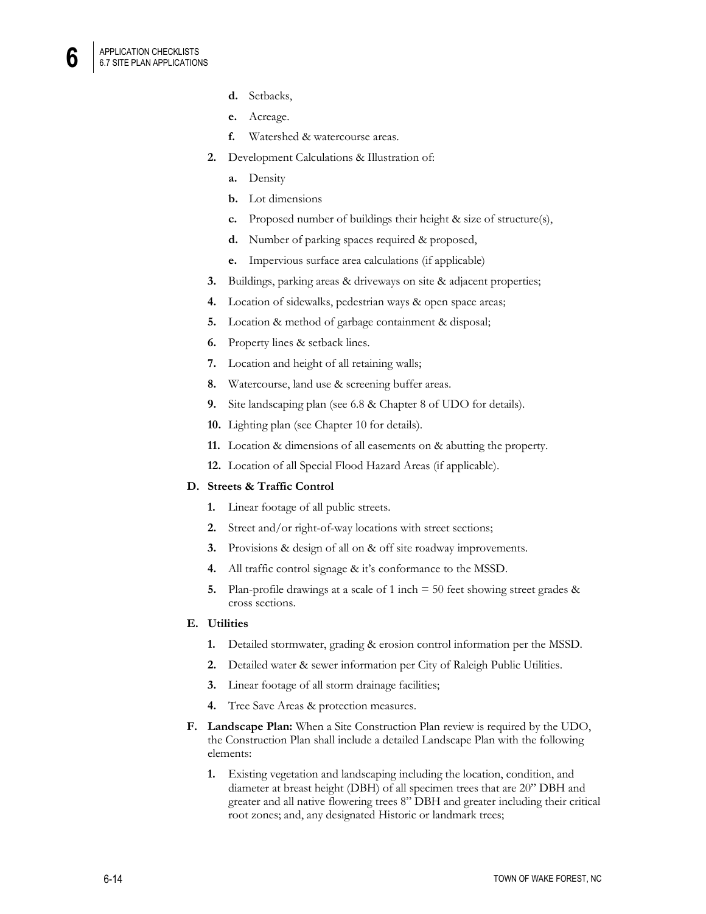- **d.** Setbacks,
- **e.** Acreage.
- **f.** Watershed & watercourse areas.

**2.** Development Calculations & Illustration of:

- **a.** Density
- **b.** Lot dimensions
- **c.** Proposed number of buildings their height & size of structure(s),
- **d.** Number of parking spaces required & proposed,
- **e.** Impervious surface area calculations (if applicable)

**3.** Buildings, parking areas & driveways on site & adjacent properties;

**4.** Location of sidewalks, pedestrian ways & open space areas;

**5.** Location & method of garbage containment & disposal;

**6.** Property lines & setback lines.

**7.** Location and height of all retaining walls;

**8.** Watercourse, land use & screening buffer areas.

**9.** Site landscaping plan (see 6.8 & Chapter 8 of UDO for details).

**10.** Lighting plan (see Chapter 10 for details).

**11.** Location & dimensions of all easements on & abutting the property.

**12.** Location of all Special Flood Hazard Areas (if applicable).

**D. Streets & Traffic Control**

**1.** Linear footage of all public streets.

**2.** Street and/or right-of-way locations with street sections;

**3.** Provisions & design of all on & off site roadway improvements.

**4.** All traffic control signage & it's conformance to the MSSD.

**5.** Plan-profile drawings at a scale of 1 inch = 50 feet showing street grades & cross sections.

**E. Utilities**

**1.** Detailed stormwater, grading & erosion control information per the MSSD.

**2.** Detailed water & sewer information per City of Raleigh Public Utilities.

**3.** Linear footage of all storm drainage facilities;

**4.** Tree Save Areas & protection measures.

**F. Landscape Plan:** When a Site Construction Plan review is required by the UDO, the Construction Plan shall include a detailed Landscape Plan with the following elements:

**1.** Existing vegetation and landscaping including the location, condition, and diameter at breast height (DBH) of all specimen trees that are 20" DBH and greater and all native flowering trees 8" DBH and greater including their critical root zones; and, any designated Historic or landmark trees;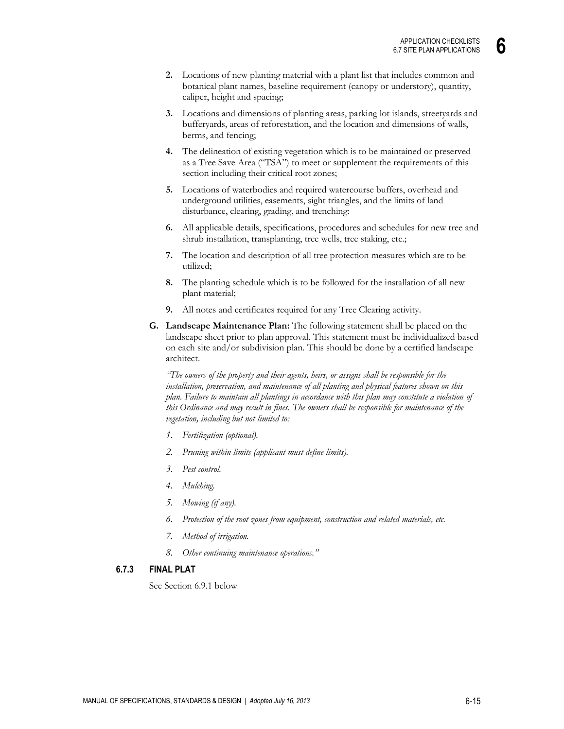2. Locations of new planting material with a plant list that includes common and botanical plant names, baseline requirement (canopy or understory), quantity, caliper, height and spacing;

3. Locations and dimensions of planting areas, parking lot islands, streetyards and bufferyards, areas of reforestation, and the location and dimensions of walls, berms, and fencing;

4. The delineation of existing vegetation which is to be maintained or preserved as a Tree Save Area ("TSA") to meet or supplement the requirements of this section including their critical root zones;

5. Locations of waterbodies and required watercourse buffers, overhead and underground utilities, easements, sight triangles, and the limits of land disturbance, clearing, grading, and trenching:

6. All applicable details, specifications, procedures and schedules for new tree and shrub installation, transplanting, tree wells, tree staking, etc.;

7. The location and description of all tree protection measures which are to be utilized;

8. The planting schedule which is to be followed for the installation of all new plant material;

9. All notes and certificates required for any Tree Clearing activity.

**G. Landscape Maintenance Plan:** The following statement shall be placed on the landscape sheet prior to plan approval. This statement must be individualized based on each site and/or subdivision plan. This should be done by a certified landscape architect.

*"The owners of the property and their agents, heirs, or assigns shall be responsible for the installation, preservation, and maintenance of all planting and physical features shown on this plan. Failure to maintain all plantings in accordance with this plan may constitute a violation of this Ordinance and may result in fines. The owners shall be responsible for maintenance of the vegetation, including but not limited to:*

1. *Fertilization (optional).*
2. *Pruning within limits (applicant must define limits).*
3. *Pest control.*
4. *Mulching.*
5. *Mowing (if any).*
6. *Protection of the root zones from equipment, construction and related materials, etc.*
7. *Method of irrigation.*
8. *Other continuing maintenance operations."*

### 6.7.3 FINAL PLAT

See Section 6.9.1 below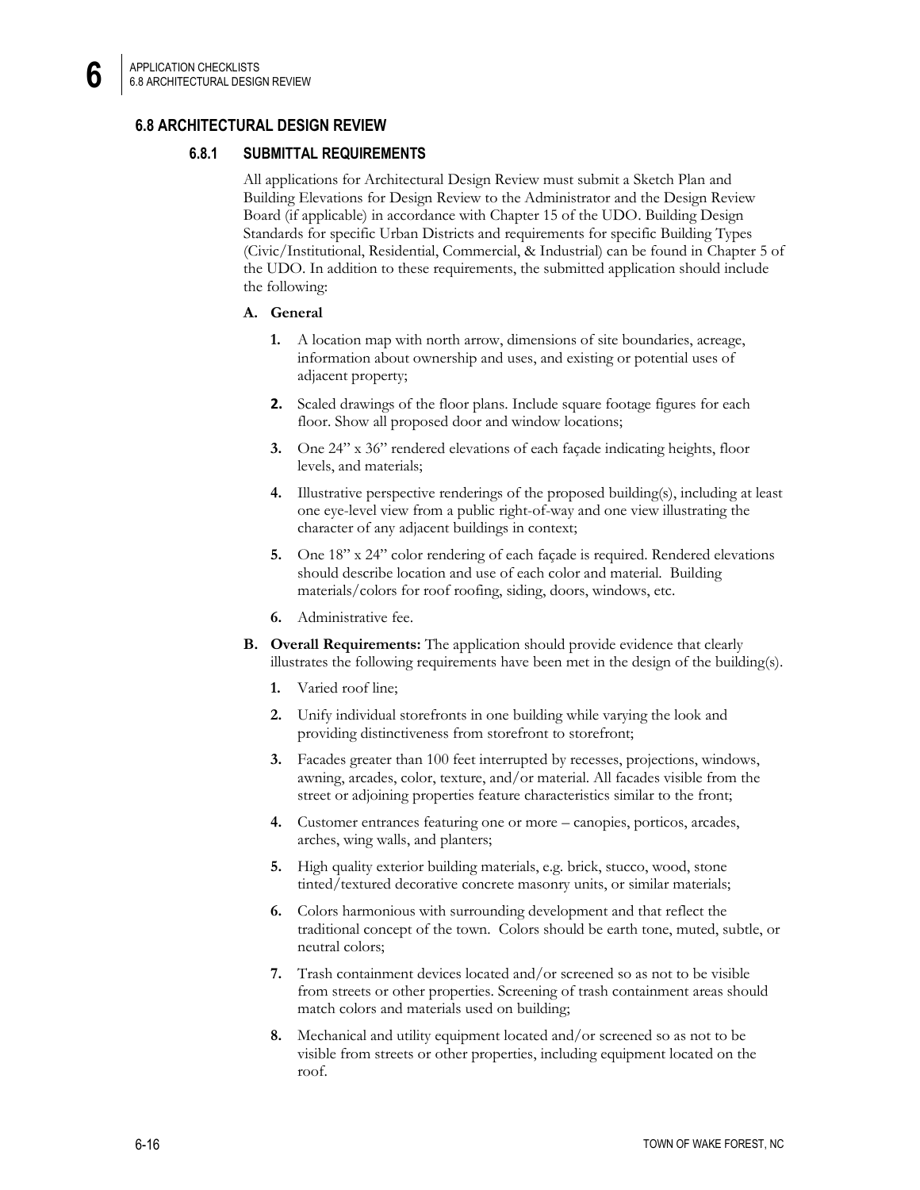## 6.8 ARCHITECTURAL DESIGN REVIEW

### 6.8.1 SUBMITTAL REQUIREMENTS

All applications for Architectural Design Review must submit a Sketch Plan and Building Elevations for Design Review to the Administrator and the Design Review Board (if applicable) in accordance with Chapter 15 of the UDO. Building Design Standards for specific Urban Districts and requirements for specific Building Types (Civic/Institutional, Residential, Commercial, & Industrial) can be found in Chapter 5 of the UDO. In addition to these requirements, the submitted application should include the following:

**A. General**

1. A location map with north arrow, dimensions of site boundaries, acreage, information about ownership and uses, and existing or potential uses of adjacent property;
2. Scaled drawings of the floor plans. Include square footage figures for each floor. Show all proposed door and window locations;
3. One 24" x 36" rendered elevations of each façade indicating heights, floor levels, and materials;
4. Illustrative perspective renderings of the proposed building(s), including at least one eye-level view from a public right-of-way and one view illustrating the character of any adjacent buildings in context;
5. One 18" x 24" color rendering of each façade is required. Rendered elevations should describe location and use of each color and material. Building materials/colors for roof roofing, siding, doors, windows, etc.
6. Administrative fee.

**B. Overall Requirements:** The application should provide evidence that clearly illustrates the following requirements have been met in the design of the building(s).

1. Varied roof line;
2. Unify individual storefronts in one building while varying the look and providing distinctiveness from storefront to storefront;
3. Facades greater than 100 feet interrupted by recesses, projections, windows, awning, arcades, color, texture, and/or material. All facades visible from the street or adjoining properties feature characteristics similar to the front;
4. Customer entrances featuring one or more – canopies, porticos, arcades, arches, wing walls, and planters;
5. High quality exterior building materials, e.g. brick, stucco, wood, stone tinted/textured decorative concrete masonry units, or similar materials;
6. Colors harmonious with surrounding development and that reflect the traditional concept of the town. Colors should be earth tone, muted, subtle, or neutral colors;
7. Trash containment devices located and/or screened so as not to be visible from streets or other properties. Screening of trash containment areas should match colors and materials used on building;
8. Mechanical and utility equipment located and/or screened so as not to be visible from streets or other properties, including equipment located on the roof.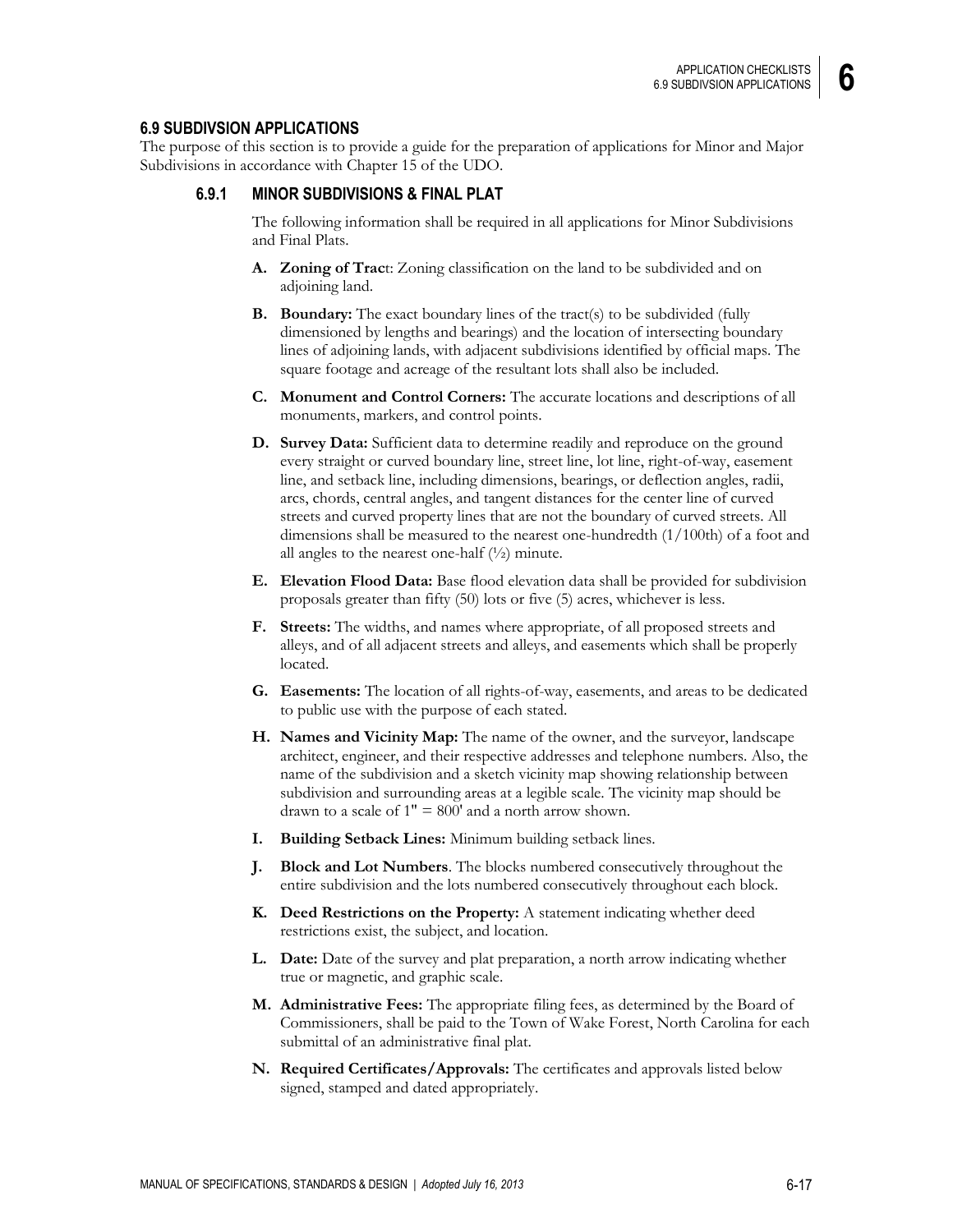## 6.9 SUBDIVSION APPLICATIONS

The purpose of this section is to provide a guide for the preparation of applications for Minor and Major Subdivisions in accordance with Chapter 15 of the UDO.

### 6.9.1 MINOR SUBDIVISIONS & FINAL PLAT

The following information shall be required in all applications for Minor Subdivisions and Final Plats.

**A. Zoning of Trac**t: Zoning classification on the land to be subdivided and on adjoining land.

**B. Boundary:** The exact boundary lines of the tract(s) to be subdivided (fully dimensioned by lengths and bearings) and the location of intersecting boundary lines of adjoining lands, with adjacent subdivisions identified by official maps. The square footage and acreage of the resultant lots shall also be included.

**C. Monument and Control Corners:** The accurate locations and descriptions of all monuments, markers, and control points.

**D. Survey Data:** Sufficient data to determine readily and reproduce on the ground every straight or curved boundary line, street line, lot line, right-of-way, easement line, and setback line, including dimensions, bearings, or deflection angles, radii, arcs, chords, central angles, and tangent distances for the center line of curved streets and curved property lines that are not the boundary of curved streets. All dimensions shall be measured to the nearest one-hundredth (1/100th) of a foot and all angles to the nearest one-half (½) minute.

**E. Elevation Flood Data:** Base flood elevation data shall be provided for subdivision proposals greater than fifty (50) lots or five (5) acres, whichever is less.

**F. Streets:** The widths, and names where appropriate, of all proposed streets and alleys, and of all adjacent streets and alleys, and easements which shall be properly located.

**G. Easements:** The location of all rights-of-way, easements, and areas to be dedicated to public use with the purpose of each stated.

**H. Names and Vicinity Map:** The name of the owner, and the surveyor, landscape architect, engineer, and their respective addresses and telephone numbers. Also, the name of the subdivision and a sketch vicinity map showing relationship between subdivision and surrounding areas at a legible scale. The vicinity map should be drawn to a scale of 1" = 800' and a north arrow shown.

**I. Building Setback Lines:** Minimum building setback lines.

**J. Block and Lot Numbers**. The blocks numbered consecutively throughout the entire subdivision and the lots numbered consecutively throughout each block.

**K. Deed Restrictions on the Property:** A statement indicating whether deed restrictions exist, the subject, and location.

**L. Date:** Date of the survey and plat preparation, a north arrow indicating whether true or magnetic, and graphic scale.

**M. Administrative Fees:** The appropriate filing fees, as determined by the Board of Commissioners, shall be paid to the Town of Wake Forest, North Carolina for each submittal of an administrative final plat.

**N. Required Certificates/Approvals:** The certificates and approvals listed below signed, stamped and dated appropriately.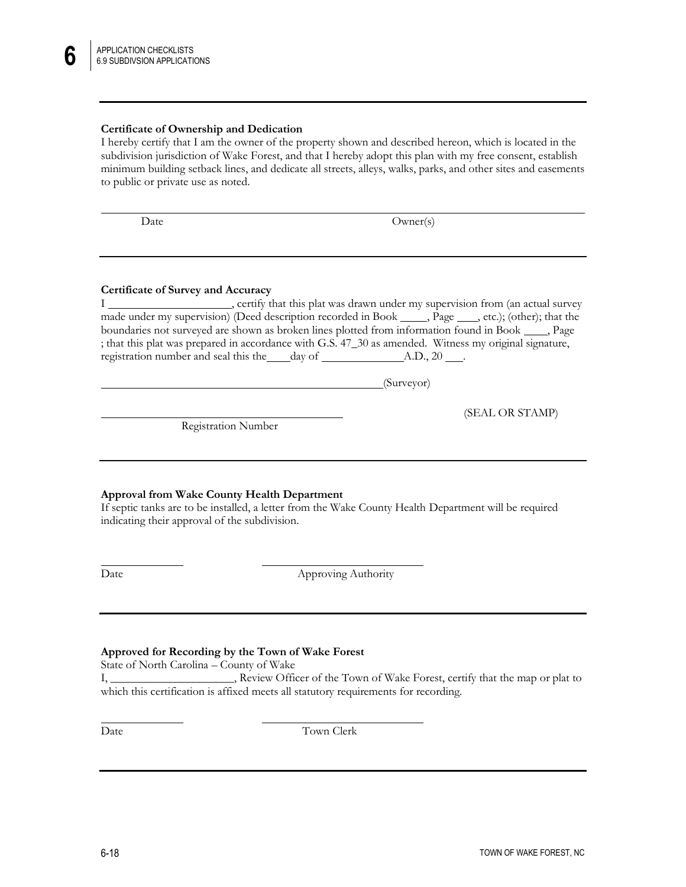**Certificate of Ownership and Dedication**

I hereby certify that I am the owner of the property shown and described hereon, which is located in the subdivision jurisdiction of Wake Forest, and that I hereby adopt this plan with my free consent, establish minimum building setback lines, and dedicate all streets, alleys, walks, parks, and other sites and easements to public or private use as noted.

Date Owner(s)

---

**Certificate of Survey and Accuracy**

I ____________________, certify that this plat was drawn under my supervision from (an actual survey made under my supervision) (Deed description recorded in Book _____, Page ____, etc.); (other); that the boundaries not surveyed are shown as broken lines plotted from information found in Book ____, Page ; that this plat was prepared in accordance with G.S. 47_30 as amended. Witness my original signature, registration number and seal this the____day of ______________A.D., 20 ___.

______________________________________________(Surveyor)

______________________________________ (SEAL OR STAMP)

Registration Number

---

**Approval from Wake County Health Department**

If septic tanks are to be installed, a letter from the Wake County Health Department will be required indicating their approval of the subdivision.

Date Approving Authority

---

**Approved for Recording by the Town of Wake Forest**

State of North Carolina – County of Wake

I, ______________________, Review Officer of the Town of Wake Forest, certify that the map or plat to which this certification is affixed meets all statutory requirements for recording.

Date Town Clerk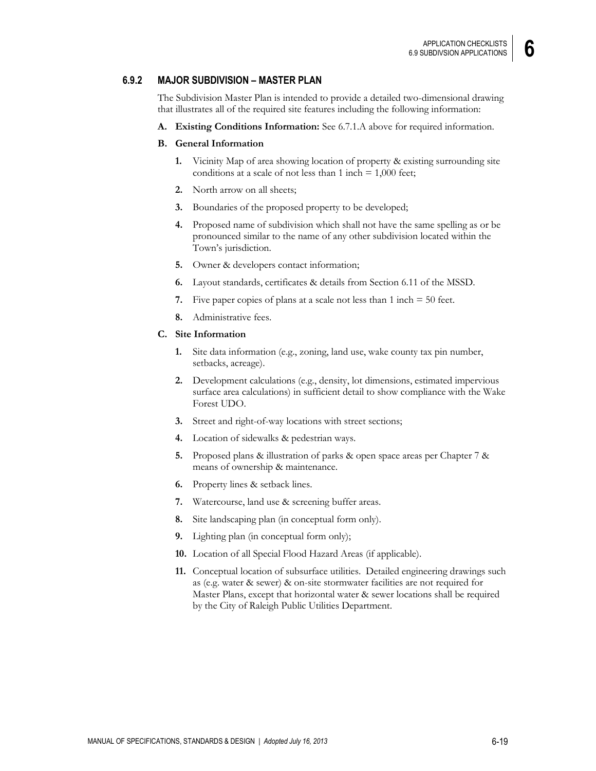### 6.9.2 MAJOR SUBDIVISION – MASTER PLAN

The Subdivision Master Plan is intended to provide a detailed two-dimensional drawing that illustrates all of the required site features including the following information:

**A. Existing Conditions Information:** See 6.7.1.A above for required information.

**B. General Information**

1. Vicinity Map of area showing location of property & existing surrounding site conditions at a scale of not less than 1 inch = 1,000 feet;
2. North arrow on all sheets;
3. Boundaries of the proposed property to be developed;
4. Proposed name of subdivision which shall not have the same spelling as or be pronounced similar to the name of any other subdivision located within the Town's jurisdiction.
5. Owner & developers contact information;
6. Layout standards, certificates & details from Section 6.11 of the MSSD.
7. Five paper copies of plans at a scale not less than 1 inch = 50 feet.
8. Administrative fees.

**C. Site Information**

1. Site data information (e.g., zoning, land use, wake county tax pin number, setbacks, acreage).
2. Development calculations (e.g., density, lot dimensions, estimated impervious surface area calculations) in sufficient detail to show compliance with the Wake Forest UDO.
3. Street and right-of-way locations with street sections;
4. Location of sidewalks & pedestrian ways.
5. Proposed plans & illustration of parks & open space areas per Chapter 7 & means of ownership & maintenance.
6. Property lines & setback lines.
7. Watercourse, land use & screening buffer areas.
8. Site landscaping plan (in conceptual form only).
9. Lighting plan (in conceptual form only);
10. Location of all Special Flood Hazard Areas (if applicable).
11. Conceptual location of subsurface utilities. Detailed engineering drawings such as (e.g. water & sewer) & on-site stormwater facilities are not required for Master Plans, except that horizontal water & sewer locations shall be required by the City of Raleigh Public Utilities Department.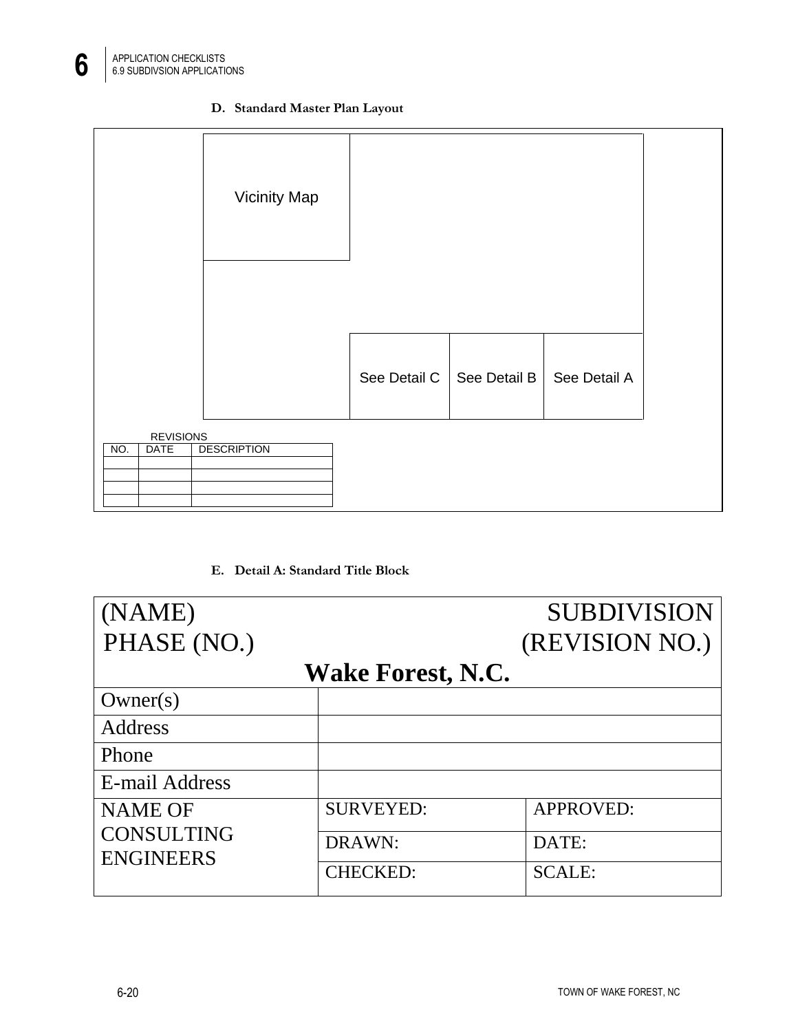**D. Standard Master Plan Layout**

Vicinity Map

See Detail C | See Detail B | See Detail A

REVISIONS

| NO. | DATE | DESCRIPTION |
|---|---|---|
| | | |
| | | |
| | | |
| | | |

**E. Detail A: Standard Title Block**

| (NAME) SUBDIVISION<br>PHASE (NO.) (REVISION NO.)<br>**Wake Forest, N.C.** | | |
|---|---|---|
| Owner(s) | | |
| Address | | |
| Phone | | |
| E-mail Address | | |
| NAME OF CONSULTING ENGINEERS | SURVEYED: | APPROVED: |
| | DRAWN: | DATE: |
| | CHECKED: | SCALE: |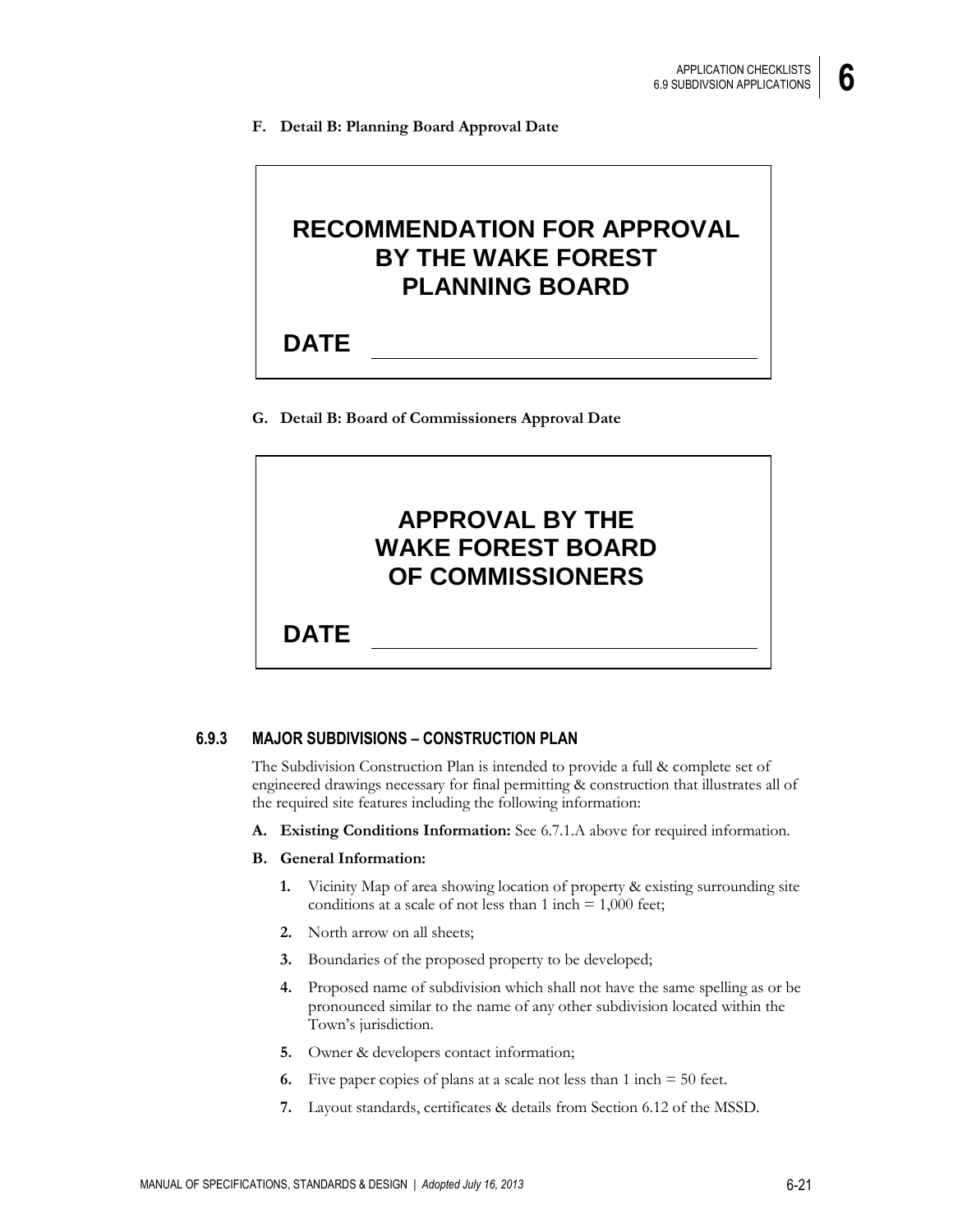**F. Detail B: Planning Board Approval Date**

> **RECOMMENDATION FOR APPROVAL BY THE WAKE FOREST PLANNING BOARD**
>
> **DATE** ______________________________

**G. Detail B: Board of Commissioners Approval Date**

> **APPROVAL BY THE WAKE FOREST BOARD OF COMMISSIONERS**
>
> **DATE** ______________________________

### 6.9.3 MAJOR SUBDIVISIONS – CONSTRUCTION PLAN

The Subdivision Construction Plan is intended to provide a full & complete set of engineered drawings necessary for final permitting & construction that illustrates all of the required site features including the following information:

**A. Existing Conditions Information:** See 6.7.1.A above for required information.

**B. General Information:**

1. Vicinity Map of area showing location of property & existing surrounding site conditions at a scale of not less than 1 inch = 1,000 feet;
2. North arrow on all sheets;
3. Boundaries of the proposed property to be developed;
4. Proposed name of subdivision which shall not have the same spelling as or be pronounced similar to the name of any other subdivision located within the Town's jurisdiction.
5. Owner & developers contact information;
6. Five paper copies of plans at a scale not less than 1 inch = 50 feet.
7. Layout standards, certificates & details from Section 6.12 of the MSSD.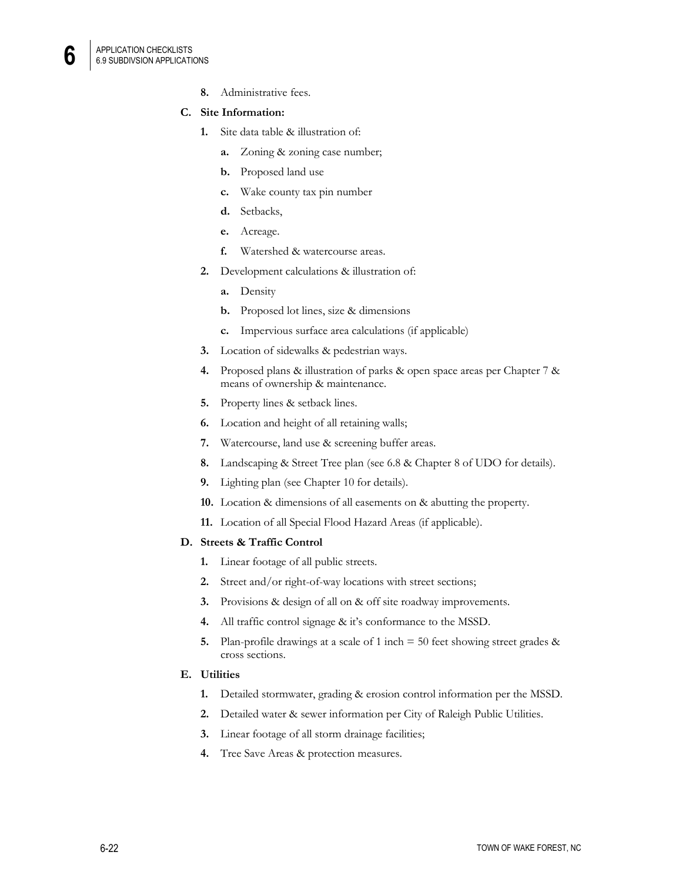8. Administrative fees.

**C. Site Information:**

1. Site data table & illustration of:
    - **a.** Zoning & zoning case number;
    - **b.** Proposed land use
    - **c.** Wake county tax pin number
    - **d.** Setbacks,
    - **e.** Acreage.
    - **f.** Watershed & watercourse areas.
2. Development calculations & illustration of:
    - **a.** Density
    - **b.** Proposed lot lines, size & dimensions
    - **c.** Impervious surface area calculations (if applicable)
3. Location of sidewalks & pedestrian ways.
4. Proposed plans & illustration of parks & open space areas per Chapter 7 & means of ownership & maintenance.
5. Property lines & setback lines.
6. Location and height of all retaining walls;
7. Watercourse, land use & screening buffer areas.
8. Landscaping & Street Tree plan (see 6.8 & Chapter 8 of UDO for details).
9. Lighting plan (see Chapter 10 for details).
10. Location & dimensions of all easements on & abutting the property.
11. Location of all Special Flood Hazard Areas (if applicable).

**D. Streets & Traffic Control**

1. Linear footage of all public streets.
2. Street and/or right-of-way locations with street sections;
3. Provisions & design of all on & off site roadway improvements.
4. All traffic control signage & it's conformance to the MSSD.
5. Plan-profile drawings at a scale of 1 inch = 50 feet showing street grades & cross sections.

**E. Utilities**

1. Detailed stormwater, grading & erosion control information per the MSSD.
2. Detailed water & sewer information per City of Raleigh Public Utilities.
3. Linear footage of all storm drainage facilities;
4. Tree Save Areas & protection measures.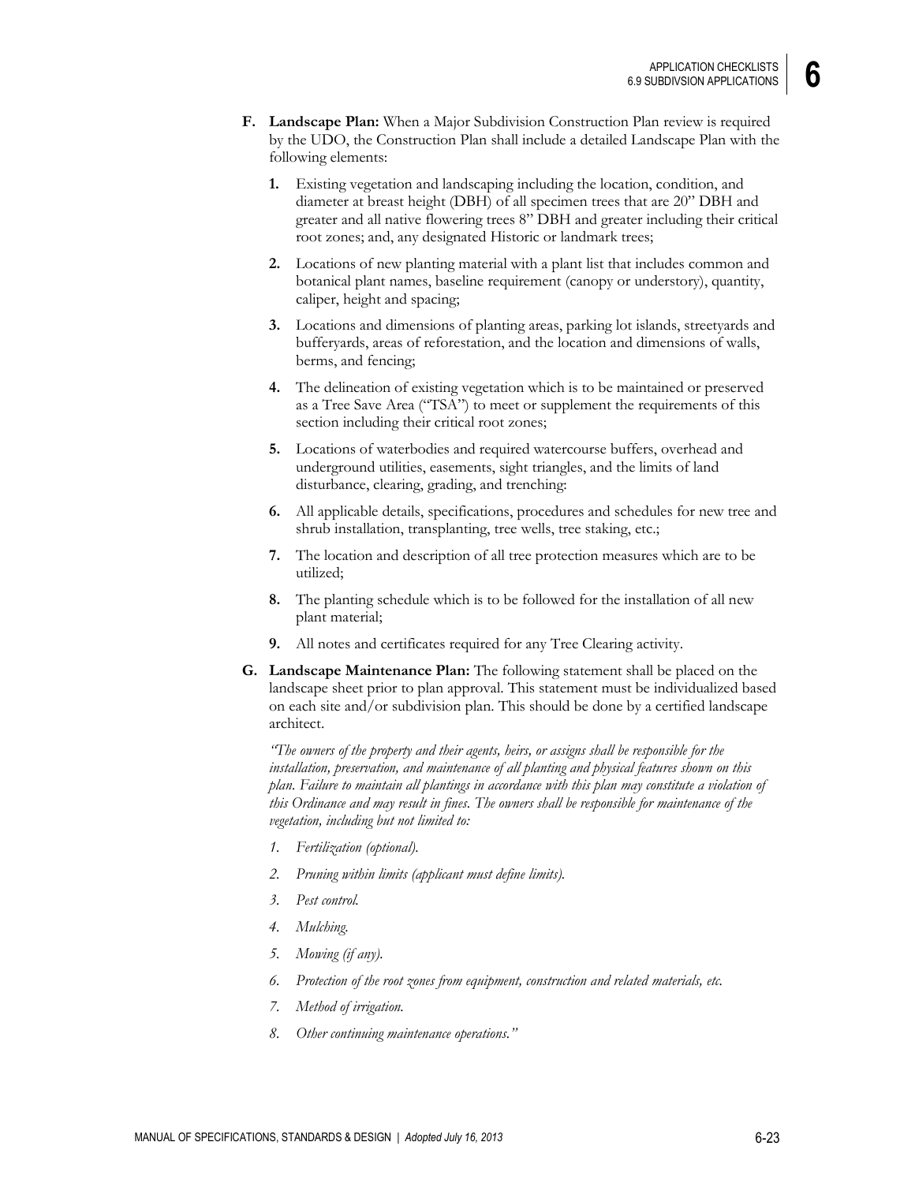**F. Landscape Plan:** When a Major Subdivision Construction Plan review is required by the UDO, the Construction Plan shall include a detailed Landscape Plan with the following elements:

1. Existing vegetation and landscaping including the location, condition, and diameter at breast height (DBH) of all specimen trees that are 20" DBH and greater and all native flowering trees 8" DBH and greater including their critical root zones; and, any designated Historic or landmark trees;
2. Locations of new planting material with a plant list that includes common and botanical plant names, baseline requirement (canopy or understory), quantity, caliper, height and spacing;
3. Locations and dimensions of planting areas, parking lot islands, streetyards and bufferyards, areas of reforestation, and the location and dimensions of walls, berms, and fencing;
4. The delineation of existing vegetation which is to be maintained or preserved as a Tree Save Area ("TSA") to meet or supplement the requirements of this section including their critical root zones;
5. Locations of waterbodies and required watercourse buffers, overhead and underground utilities, easements, sight triangles, and the limits of land disturbance, clearing, grading, and trenching:
6. All applicable details, specifications, procedures and schedules for new tree and shrub installation, transplanting, tree wells, tree staking, etc.;
7. The location and description of all tree protection measures which are to be utilized;
8. The planting schedule which is to be followed for the installation of all new plant material;
9. All notes and certificates required for any Tree Clearing activity.

**G. Landscape Maintenance Plan:** The following statement shall be placed on the landscape sheet prior to plan approval. This statement must be individualized based on each site and/or subdivision plan. This should be done by a certified landscape architect.

*"The owners of the property and their agents, heirs, or assigns shall be responsible for the installation, preservation, and maintenance of all planting and physical features shown on this plan. Failure to maintain all plantings in accordance with this plan may constitute a violation of this Ordinance and may result in fines. The owners shall be responsible for maintenance of the vegetation, including but not limited to:*

1. *Fertilization (optional).*
2. *Pruning within limits (applicant must define limits).*
3. *Pest control.*
4. *Mulching.*
5. *Mowing (if any).*
6. *Protection of the root zones from equipment, construction and related materials, etc.*
7. *Method of irrigation.*
8. *Other continuing maintenance operations."*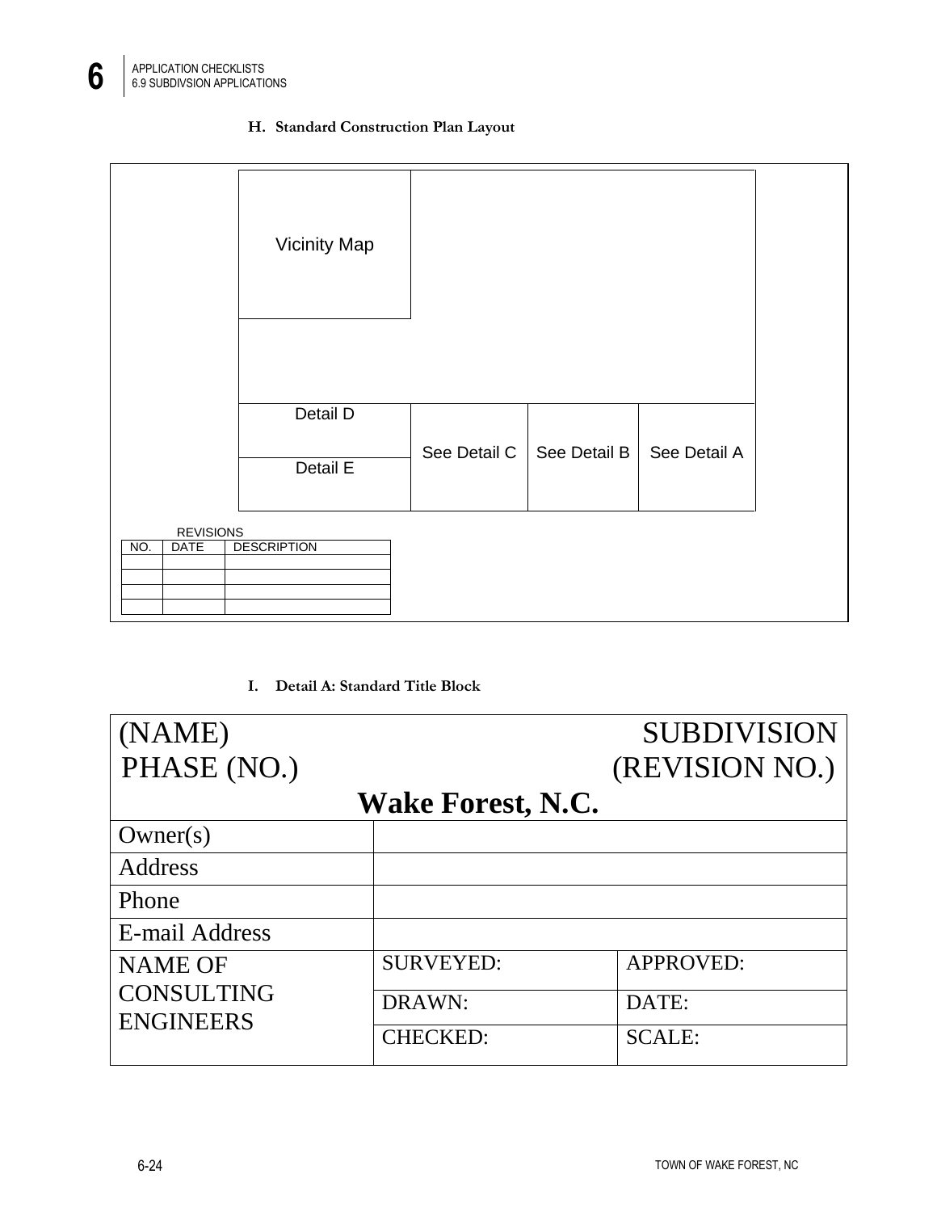### H. Standard Construction Plan Layout

Vicinity Map

Detail D

Detail E

See Detail C

See Detail B

See Detail A

REVISIONS

| NO. | DATE | DESCRIPTION |
|---|---|---|
| | | |
| | | |
| | | |
| | | |

### I. Detail A: Standard Title Block

| (NAME) SUBDIVISION PHASE (NO.) (REVISION NO.) **Wake Forest, N.C.** | | |
|---|---|---|
| Owner(s) | | |
| Address | | |
| Phone | | |
| E-mail Address | | |
| NAME OF CONSULTING ENGINEERS | SURVEYED: | APPROVED: |
| | DRAWN: | DATE: |
| | CHECKED: | SCALE: |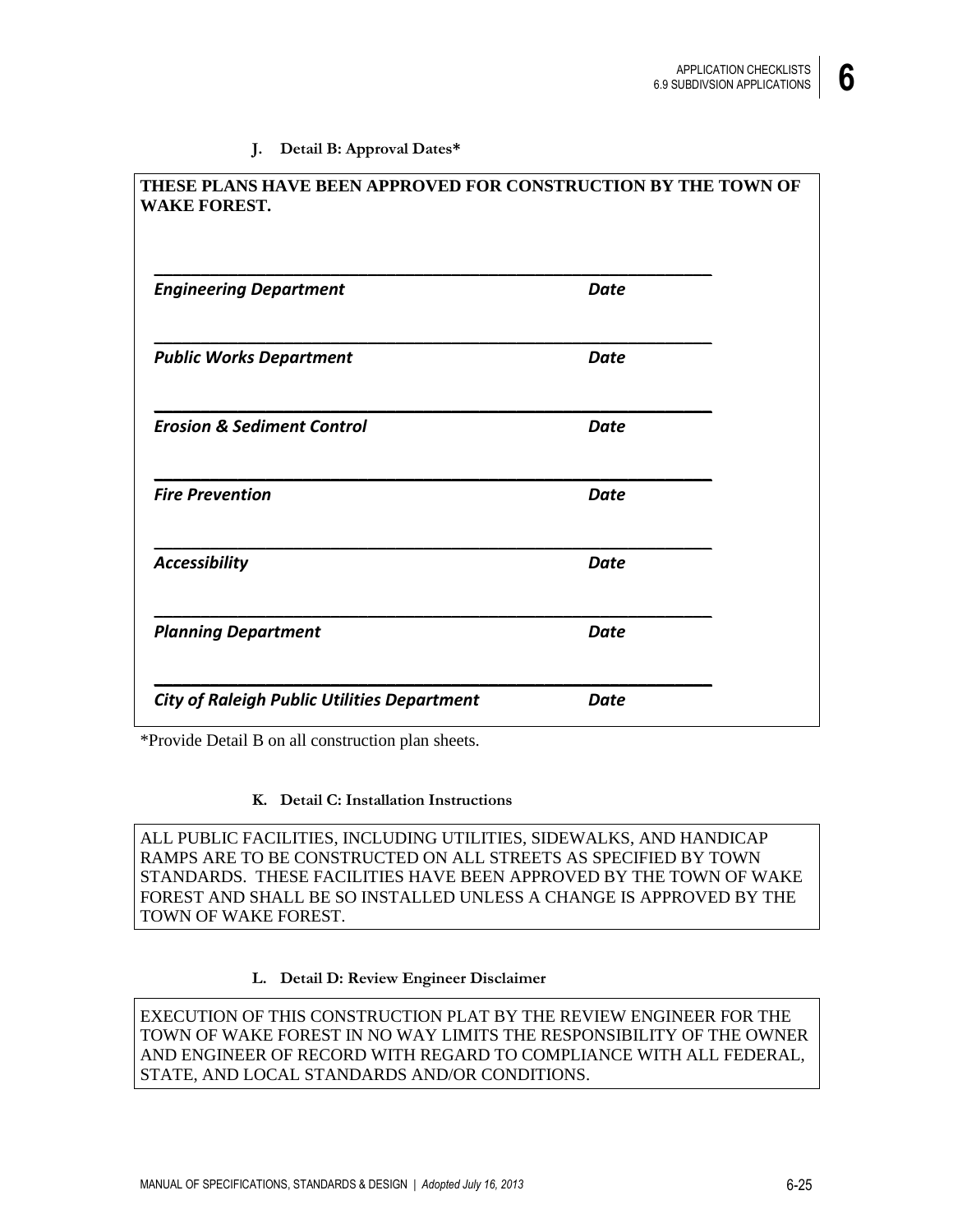**J. Detail B: Approval Dates***

**THESE PLANS HAVE BEEN APPROVED FOR CONSTRUCTION BY THE TOWN OF WAKE FOREST.**

| Signature | Date |
|---|---|
| ***Engineering Department*** | ***Date*** |
| ***Public Works Department*** | ***Date*** |
| ***Erosion & Sediment Control*** | ***Date*** |
| ***Fire Prevention*** | ***Date*** |
| ***Accessibility*** | ***Date*** |
| ***Planning Department*** | ***Date*** |
| ***City of Raleigh Public Utilities Department*** | ***Date*** |

*Provide Detail B on all construction plan sheets.

**K. Detail C: Installation Instructions**

ALL PUBLIC FACILITIES, INCLUDING UTILITIES, SIDEWALKS, AND HANDICAP RAMPS ARE TO BE CONSTRUCTED ON ALL STREETS AS SPECIFIED BY TOWN STANDARDS. THESE FACILITIES HAVE BEEN APPROVED BY THE TOWN OF WAKE FOREST AND SHALL BE SO INSTALLED UNLESS A CHANGE IS APPROVED BY THE TOWN OF WAKE FOREST.

**L. Detail D: Review Engineer Disclaimer**

EXECUTION OF THIS CONSTRUCTION PLAT BY THE REVIEW ENGINEER FOR THE TOWN OF WAKE FOREST IN NO WAY LIMITS THE RESPONSIBILITY OF THE OWNER AND ENGINEER OF RECORD WITH REGARD TO COMPLIANCE WITH ALL FEDERAL, STATE, AND LOCAL STANDARDS AND/OR CONDITIONS.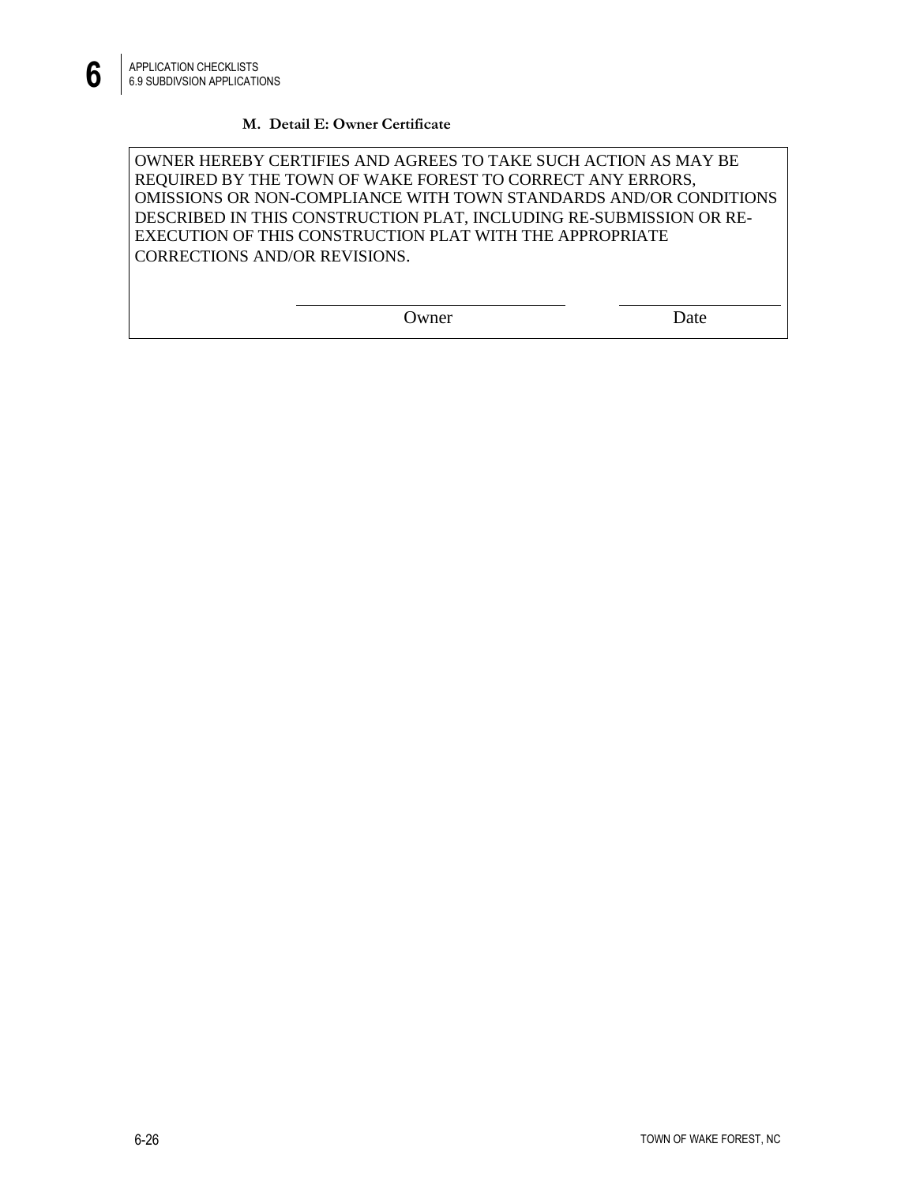**M. Detail E: Owner Certificate**

OWNER HEREBY CERTIFIES AND AGREES TO TAKE SUCH ACTION AS MAY BE REQUIRED BY THE TOWN OF WAKE FOREST TO CORRECT ANY ERRORS, OMISSIONS OR NON-COMPLIANCE WITH TOWN STANDARDS AND/OR CONDITIONS DESCRIBED IN THIS CONSTRUCTION PLAT, INCLUDING RE-SUBMISSION OR RE-EXECUTION OF THIS CONSTRUCTION PLAT WITH THE APPROPRIATE CORRECTIONS AND/OR REVISIONS.

\_\_\_\_\_\_\_\_\_\_\_\_\_\_\_\_\_\_\_\_\_\_\_\_\_\_\_\_\_\_ \_\_\_\_\_\_\_\_\_\_\_\_\_\_\_\_\_\_
Owner Date